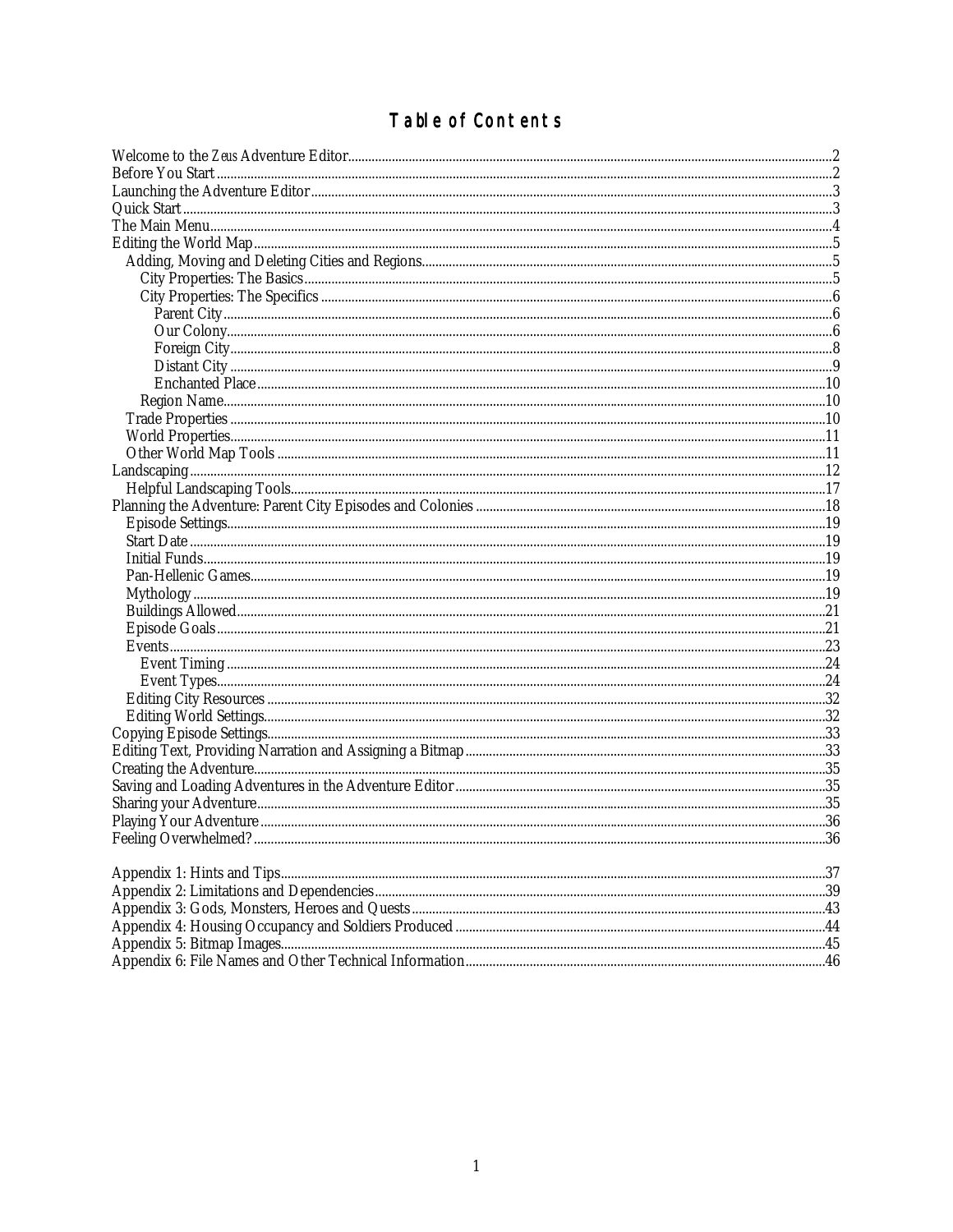# Table of Contents

Welcome to the *Zeus* Adventure Editor....2
Before You Start....2
Launching the Adventure Editor....3
Quick Start....3
The Main Menu....4
Editing the World Map....5
- Adding, Moving and Deleting Cities and Regions....5
  - City Properties: The Basics....5
  - City Properties: The Specifics....6
    - Parent City....6
    - Our Colony....6
    - Foreign City....8
    - Distant City....9
    - Enchanted Place....10
  - Region Name....10
- Trade Properties....10
- World Properties....11
- Other World Map Tools....11

Landscaping....12
- Helpful Landscaping Tools....17

Planning the Adventure: Parent City Episodes and Colonies....18
- Episode Settings....19
- Start Date....19
- Initial Funds....19
- Pan-Hellenic Games....19
- Mythology....19
- Buildings Allowed....21
- Episode Goals....21
- Events....23
  - Event Timing....24
  - Event Types....24
- Editing City Resources....32
- Editing World Settings....32

Copying Episode Settings....33
Editing Text, Providing Narration and Assigning a Bitmap....33
Creating the Adventure....35
Saving and Loading Adventures in the Adventure Editor....35
Sharing your Adventure....35
Playing Your Adventure....36
Feeling Overwhelmed?....36

Appendix 1: Hints and Tips....37
Appendix 2: Limitations and Dependencies....39
Appendix 3: Gods, Monsters, Heroes and Quests....43
Appendix 4: Housing Occupancy and Soldiers Produced....44
Appendix 5: Bitmap Images....45
Appendix 6: File Names and Other Technical Information....46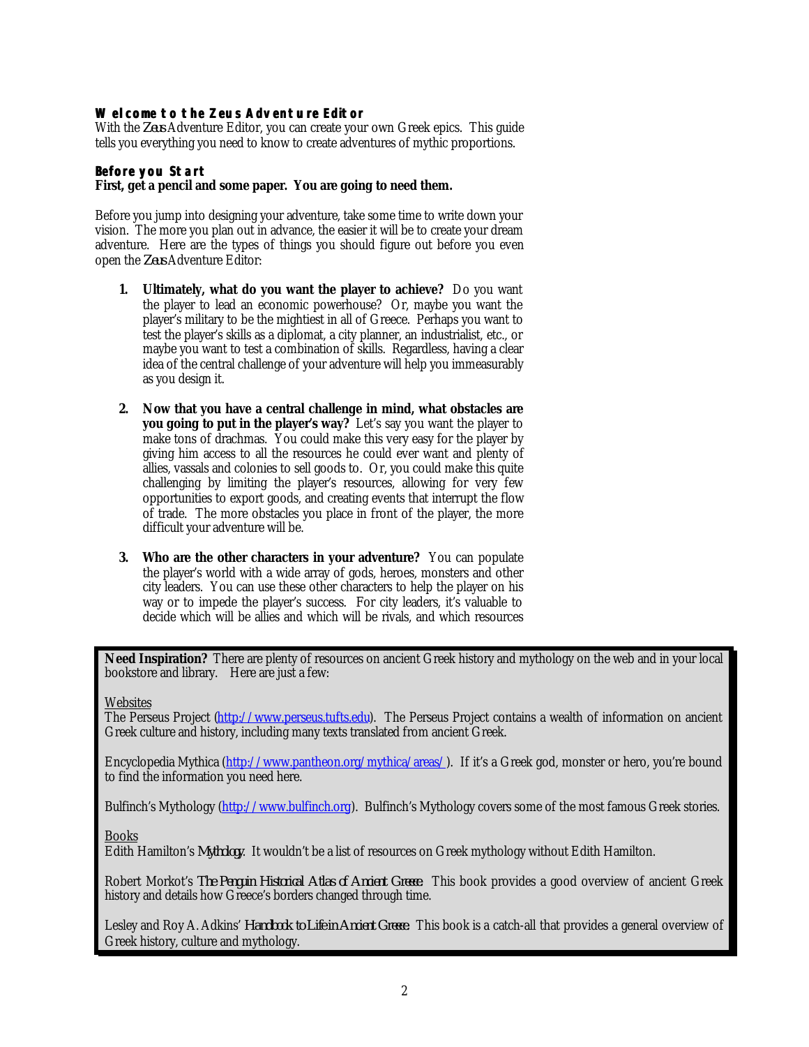## Welcome to the Zeus Adventure Editor

With the *Zeus* Adventure Editor, you can create your own Greek epics. This guide tells you everything you need to know to create adventures of mythic proportions.

## Before you Start

**First, get a pencil and some paper. You are going to need them.**

Before you jump into designing your adventure, take some time to write down your vision. The more you plan out in advance, the easier it will be to create your dream adventure. Here are the types of things you should figure out before you even open the *Zeus* Adventure Editor:

1. **Ultimately, what do you want the player to achieve?** Do you want the player to lead an economic powerhouse? Or, maybe you want the player's military to be the mightiest in all of Greece. Perhaps you want to test the player's skills as a diplomat, a city planner, an industrialist, etc., or maybe you want to test a combination of skills. Regardless, having a clear idea of the central challenge of your adventure will help you immeasurably as you design it.

2. **Now that you have a central challenge in mind, what obstacles are you going to put in the player's way?** Let's say you want the player to make tons of drachmas. You could make this very easy for the player by giving him access to all the resources he could ever want and plenty of allies, vassals and colonies to sell goods to. Or, you could make this quite challenging by limiting the player's resources, allowing for very few opportunities to export goods, and creating events that interrupt the flow of trade. The more obstacles you place in front of the player, the more difficult your adventure will be.

3. **Who are the other characters in your adventure?** You can populate the player's world with a wide array of gods, heroes, monsters and other city leaders. You can use these other characters to help the player on his way or to impede the player's success. For city leaders, it's valuable to decide which will be allies and which will be rivals, and which resources

---

**Need Inspiration?** There are plenty of resources on ancient Greek history and mythology on the web and in your local bookstore and library. Here are just a few:

Websites

The Perseus Project (http://www.perseus.tufts.edu). The Perseus Project contains a wealth of information on ancient Greek culture and history, including many texts translated from ancient Greek.

Encyclopedia Mythica (http://www.pantheon.org/mythica/areas/). If it's a Greek god, monster or hero, you're bound to find the information you need here.

Bulfinch's Mythology (http://www.bulfinch.org). Bulfinch's Mythology covers some of the most famous Greek stories.

Books

Edith Hamilton's *Mythology*. It wouldn't be a list of resources on Greek mythology without Edith Hamilton.

Robert Morkot's *The Penguin Historical Atlas of Ancient Greece*. This book provides a good overview of ancient Greek history and details how Greece's borders changed through time.

Lesley and Roy A. Adkins' *Handbook to Life in Ancient Greece*. This book is a catch-all that provides a general overview of Greek history, culture and mythology.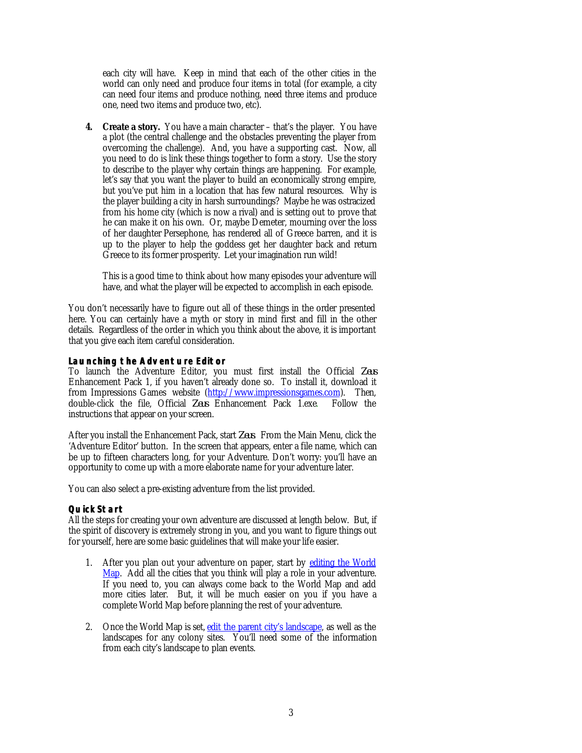each city will have. Keep in mind that each of the other cities in the world can only need and produce four items in total (for example, a city can need four items and produce nothing, need three items and produce one, need two items and produce two, etc).

4. **Create a story.** You have a main character – that's the player. You have a plot (the central challenge and the obstacles preventing the player from overcoming the challenge). And, you have a supporting cast. Now, all you need to do is link these things together to form a story. Use the story to describe to the player why certain things are happening. For example, let's say that you want the player to build an economically strong empire, but you've put him in a location that has few natural resources. Why is the player building a city in harsh surroundings? Maybe he was ostracized from his home city (which is now a rival) and is setting out to prove that he can make it on his own. Or, maybe Demeter, mourning over the loss of her daughter Persephone, has rendered all of Greece barren, and it is up to the player to help the goddess get her daughter back and return Greece to its former prosperity. Let your imagination run wild!

   This is a good time to think about how many episodes your adventure will have, and what the player will be expected to accomplish in each episode.

You don't necessarily have to figure out all of these things in the order presented here. You can certainly have a myth or story in mind first and fill in the other details. Regardless of the order in which you think about the above, it is important that you give each item careful consideration.

### Launching the Adventure Editor

To launch the Adventure Editor, you must first install the Official *Zeus* Enhancement Pack 1, if you haven't already done so. To install it, download it from Impressions Games website ([http://www.impressionsgames.com](http://www.impressionsgames.com)). Then, double-click the file, Official *Zeus* Enhancement Pack 1.exe. Follow the instructions that appear on your screen.

After you install the Enhancement Pack, start *Zeus*. From the Main Menu, click the 'Adventure Editor' button. In the screen that appears, enter a file name, which can be up to fifteen characters long, for your Adventure. Don't worry: you'll have an opportunity to come up with a more elaborate name for your adventure later.

You can also select a pre-existing adventure from the list provided.

### Quick Start

All the steps for creating your own adventure are discussed at length below. But, if the spirit of discovery is extremely strong in you, and you want to figure things out for yourself, here are some basic guidelines that will make your life easier.

1. After you plan out your adventure on paper, start by editing the World Map. Add all the cities that you think will play a role in your adventure. If you need to, you can always come back to the World Map and add more cities later. But, it will be much easier on you if you have a complete World Map before planning the rest of your adventure.

2. Once the World Map is set, edit the parent city's landscape, as well as the landscapes for any colony sites. You'll need some of the information from each city's landscape to plan events.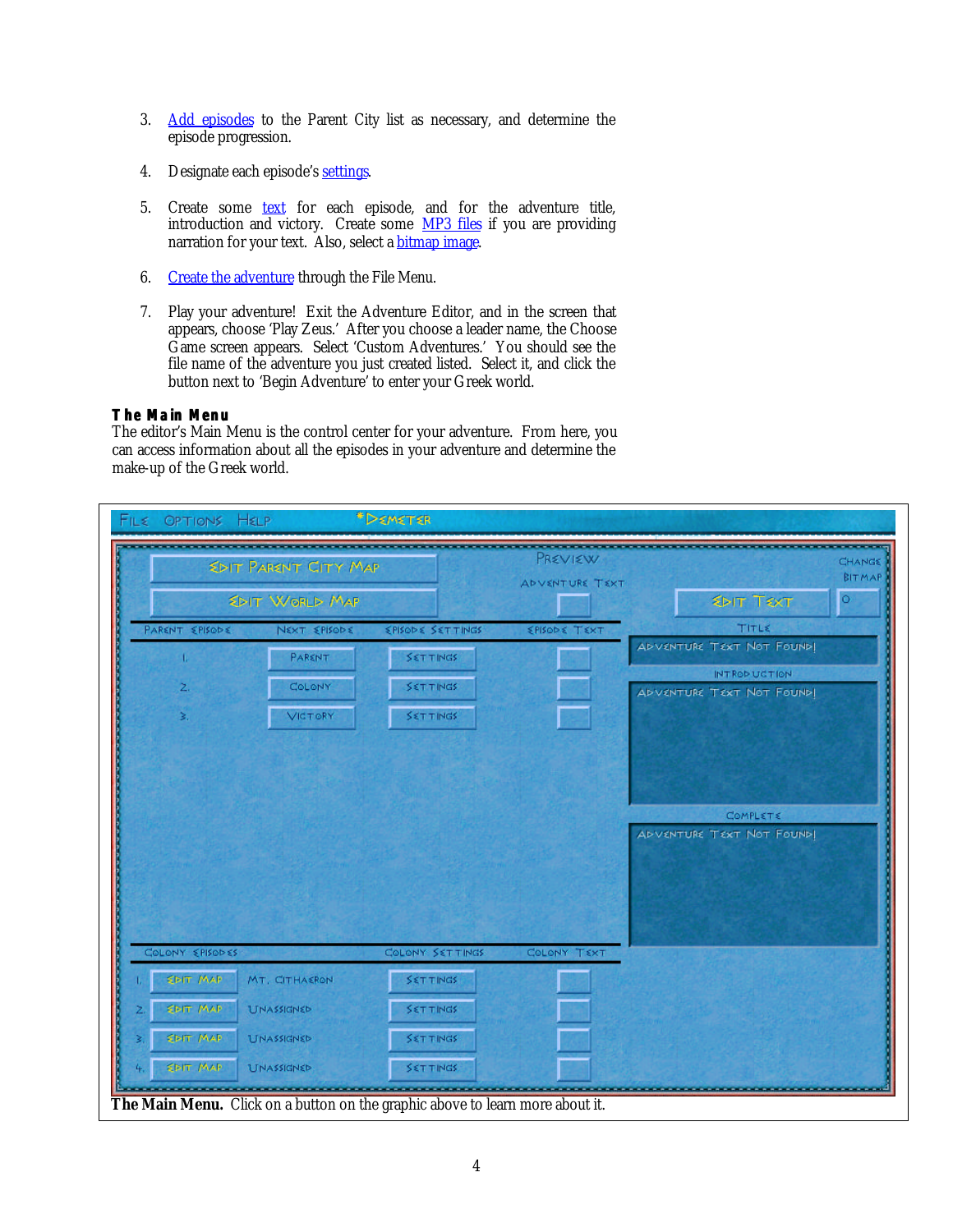3. Add episodes to the Parent City list as necessary, and determine the episode progression.

4. Designate each episode's settings.

5. Create some text for each episode, and for the adventure title, introduction and victory. Create some MP3 files if you are providing narration for your text. Also, select a bitmap image.

6. Create the adventure through the File Menu.

7. Play your adventure! Exit the Adventure Editor, and in the screen that appears, choose 'Play Zeus.' After you choose a leader name, the Choose Game screen appears. Select 'Custom Adventures.' You should see the file name of the adventure you just created listed. Select it, and click the button next to 'Begin Adventure' to enter your Greek world.

### The Main Menu

The editor's Main Menu is the control center for your adventure. From here, you can access information about all the episodes in your adventure and determine the make-up of the Greek world.

**The Main Menu.** Click on a button on the graphic above to learn more about it.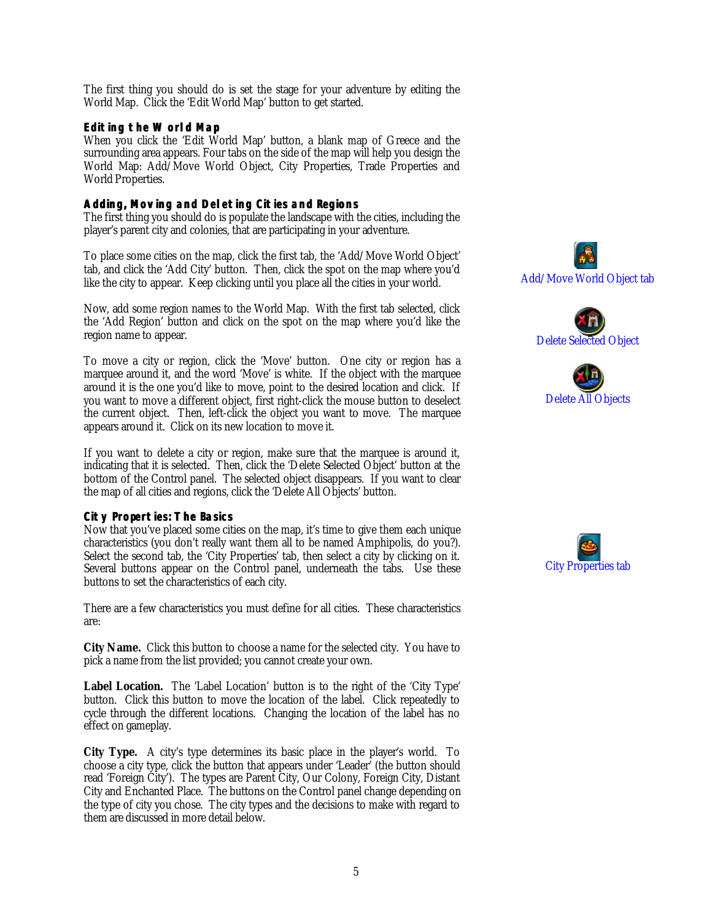The first thing you should do is set the stage for your adventure by editing the World Map. Click the 'Edit World Map' button to get started.

### Editing the World Map

When you click the 'Edit World Map' button, a blank map of Greece and the surrounding area appears. Four tabs on the side of the map will help you design the World Map: Add/Move World Object, City Properties, Trade Properties and World Properties.

### Adding, Moving and Deleting Cities and Regions

The first thing you should do is populate the landscape with the cities, including the player's parent city and colonies, that are participating in your adventure.

To place some cities on the map, click the first tab, the 'Add/Move World Object' tab, and click the 'Add City' button. Then, click the spot on the map where you'd like the city to appear. Keep clicking until you place all the cities in your world.

Add/Move World Object tab

Now, add some region names to the World Map. With the first tab selected, click the 'Add Region' button and click on the spot on the map where you'd like the region name to appear.

Delete Selected Object

To move a city or region, click the 'Move' button. One city or region has a marquee around it, and the word 'Move' is white. If the object with the marquee around it is the one you'd like to move, point to the desired location and click. If you want to move a different object, first right-click the mouse button to deselect the current object. Then, left-click the object you want to move. The marquee appears around it. Click on its new location to move it.

Delete All Objects

If you want to delete a city or region, make sure that the marquee is around it, indicating that it is selected. Then, click the 'Delete Selected Object' button at the bottom of the Control panel. The selected object disappears. If you want to clear the map of all cities and regions, click the 'Delete All Objects' button.

### City Properties: The Basics

Now that you've placed some cities on the map, it's time to give them each unique characteristics (you don't really want them all to be named Amphipolis, do you?). Select the second tab, the 'City Properties' tab, then select a city by clicking on it. Several buttons appear on the Control panel, underneath the tabs. Use these buttons to set the characteristics of each city.

City Properties tab

There are a few characteristics you must define for all cities. These characteristics are:

**City Name.** Click this button to choose a name for the selected city. You have to pick a name from the list provided; you cannot create your own.

**Label Location.** The 'Label Location' button is to the right of the 'City Type' button. Click this button to move the location of the label. Click repeatedly to cycle through the different locations. Changing the location of the label has no effect on gameplay.

**City Type.** A city's type determines its basic place in the player's world. To choose a city type, click the button that appears under 'Leader' (the button should read 'Foreign City'). The types are Parent City, Our Colony, Foreign City, Distant City and Enchanted Place. The buttons on the Control panel change depending on the type of city you chose. The city types and the decisions to make with regard to them are discussed in more detail below.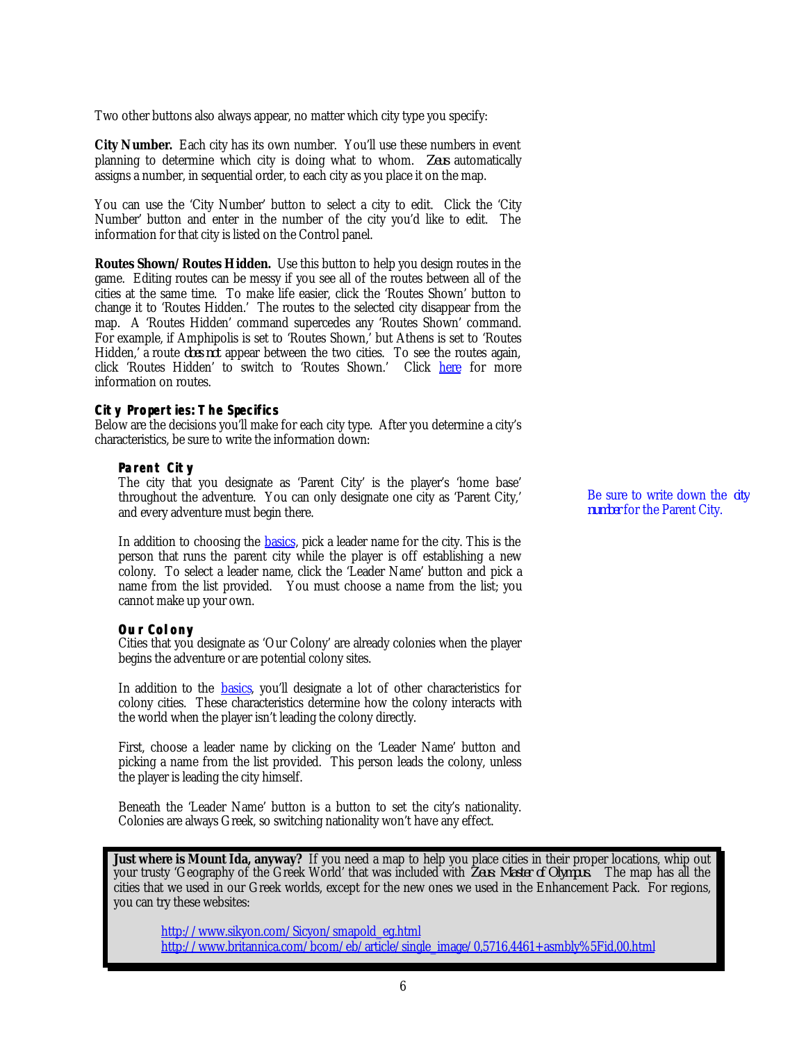Two other buttons also always appear, no matter which city type you specify:

**City Number.** Each city has its own number. You'll use these numbers in event planning to determine which city is doing what to whom. *Zeus* automatically assigns a number, in sequential order, to each city as you place it on the map.

You can use the 'City Number' button to select a city to edit. Click the 'City Number' button and enter in the number of the city you'd like to edit. The information for that city is listed on the Control panel.

**Routes Shown/Routes Hidden.** Use this button to help you design routes in the game. Editing routes can be messy if you see all of the routes between all of the cities at the same time. To make life easier, click the 'Routes Shown' button to change it to 'Routes Hidden.' The routes to the selected city disappear from the map. A 'Routes Hidden' command supercedes any 'Routes Shown' command. For example, if Amphipolis is set to 'Routes Shown,' but Athens is set to 'Routes Hidden,' a route *does not* appear between the two cities. To see the routes again, click 'Routes Hidden' to switch to 'Routes Shown.' Click [here](#) for more information on routes.

### City Properties: The Specifics

Below are the decisions you'll make for each city type. After you determine a city's characteristics, be sure to write the information down:

#### Parent City

The city that you designate as 'Parent City' is the player's 'home base' throughout the adventure. You can only designate one city as 'Parent City,' and every adventure must begin there.

Be sure to write down the *city number* for the Parent City.

In addition to choosing the [basics](#), pick a leader name for the city. This is the person that runs the parent city while the player is off establishing a new colony. To select a leader name, click the 'Leader Name' button and pick a name from the list provided. You must choose a name from the list; you cannot make up your own.

#### Our Colony

Cities that you designate as 'Our Colony' are already colonies when the player begins the adventure or are potential colony sites.

In addition to the [basics](#), you'll designate a lot of other characteristics for colony cities. These characteristics determine how the colony interacts with the world when the player isn't leading the colony directly.

First, choose a leader name by clicking on the 'Leader Name' button and picking a name from the list provided. This person leads the colony, unless the player is leading the city himself.

Beneath the 'Leader Name' button is a button to set the city's nationality. Colonies are always Greek, so switching nationality won't have any effect.

> **Just where is Mount Ida, anyway?** If you need a map to help you place cities in their proper locations, whip out your trusty 'Geography of the Greek World' that was included with *Zeus: Master of Olympus.* The map has all the cities that we used in our Greek worlds, except for the new ones we used in the Enhancement Pack. For regions, you can try these websites:
>
> [http://www.sikyon.com/Sicyon/smapold_eg.html](http://www.sikyon.com/Sicyon/smapold_eg.html)
> [http://www.britannica.com/bcom/eb/article/single_image/0,5716,4461+asmbly%5Fid,00.html](http://www.britannica.com/bcom/eb/article/single_image/0,5716,4461+asmbly%5Fid,00.html)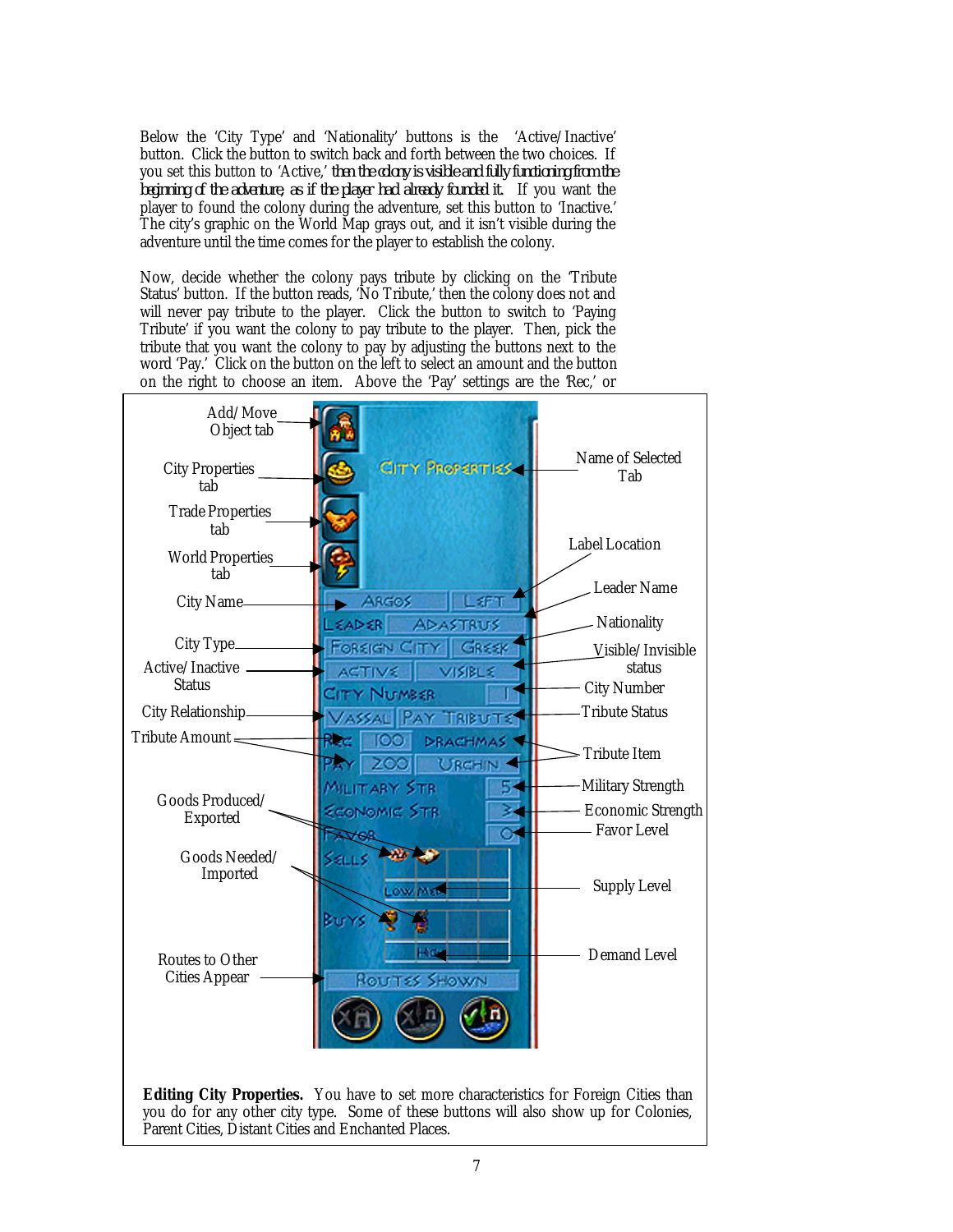Below the 'City Type' and 'Nationality' buttons is the 'Active/Inactive' button. Click the button to switch back and forth between the two choices. If you set this button to 'Active,' *then the colony is visible and fully functioning from the beginning of the adventure, as if the player had already founded it.* If you want the player to found the colony during the adventure, set this button to 'Inactive.' The city's graphic on the World Map grays out, and it isn't visible during the adventure until the time comes for the player to establish the colony.

Now, decide whether the colony pays tribute by clicking on the 'Tribute Status' button. If the button reads, 'No Tribute,' then the colony does not and will never pay tribute to the player. Click the button to switch to 'Paying Tribute' if you want the colony to pay tribute to the player. Then, pick the tribute that you want the colony to pay by adjusting the buttons next to the word 'Pay.' Click on the button on the left to select an amount and the button on the right to choose an item. Above the 'Pay' settings are the 'Rec,' or

**Editing City Properties.** You have to set more characteristics for Foreign Cities than you do for any other city type. Some of these buttons will also show up for Colonies, Parent Cities, Distant Cities and Enchanted Places.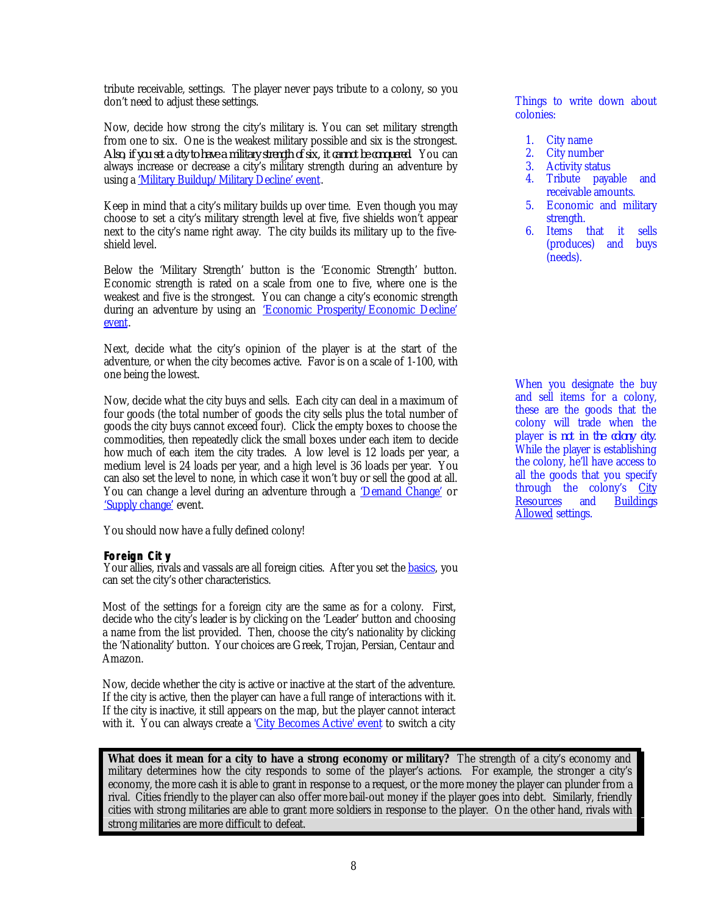tribute receivable, settings. The player never pays tribute to a colony, so you don't need to adjust these settings.

Now, decide how strong the city's military is. You can set military strength from one to six. One is the weakest military possible and six is the strongest. *Also, if you set a city to have a military strength of six, it cannot be conquered.* You can always increase or decrease a city's military strength during an adventure by using a 'Military Buildup/Military Decline' event.

Keep in mind that a city's military builds up over time. Even though you may choose to set a city's military strength level at five, five shields won't appear next to the city's name right away. The city builds its military up to the five-shield level.

Below the 'Military Strength' button is the 'Economic Strength' button. Economic strength is rated on a scale from one to five, where one is the weakest and five is the strongest. You can change a city's economic strength during an adventure by using an 'Economic Prosperity/Economic Decline' event.

Next, decide what the city's opinion of the player is at the start of the adventure, or when the city becomes active. Favor is on a scale of 1-100, with one being the lowest.

Now, decide what the city buys and sells. Each city can deal in a maximum of four goods (the total number of goods the city sells plus the total number of goods the city buys cannot exceed four). Click the empty boxes to choose the commodities, then repeatedly click the small boxes under each item to decide how much of each item the city trades. A low level is 12 loads per year, a medium level is 24 loads per year, and a high level is 36 loads per year. You can also set the level to none, in which case it won't buy or sell the good at all. You can change a level during an adventure through a 'Demand Change' or 'Supply change' event.

You should now have a fully defined colony!

Things to write down about colonies:

1. City name
2. City number
3. Activity status
4. Tribute payable and receivable amounts.
5. Economic and military strength.
6. Items that it sells (produces) and buys (needs).

When you designate the buy and sell items for a colony, these are the goods that the colony will trade when the player *is not in the colony city.* While the player is establishing the colony, he'll have access to all the goods that you specify through the colony's City Resources and Buildings Allowed settings.

### Foreign City

Your allies, rivals and vassals are all foreign cities. After you set the basics, you can set the city's other characteristics.

Most of the settings for a foreign city are the same as for a colony. First, decide who the city's leader is by clicking on the 'Leader' button and choosing a name from the list provided. Then, choose the city's nationality by clicking the 'Nationality' button. Your choices are Greek, Trojan, Persian, Centaur and Amazon.

Now, decide whether the city is active or inactive at the start of the adventure. If the city is active, then the player can have a full range of interactions with it. If the city is inactive, it still appears on the map, but the player cannot interact with it. You can always create a 'City Becomes Active' event to switch a city

**What does it mean for a city to have a strong economy or military?** The strength of a city's economy and military determines how the city responds to some of the player's actions. For example, the stronger a city's economy, the more cash it is able to grant in response to a request, or the more money the player can plunder from a rival. Cities friendly to the player can also offer more bail-out money if the player goes into debt. Similarly, friendly cities with strong militaries are able to grant more soldiers in response to the player. On the other hand, rivals with strong militaries are more difficult to defeat.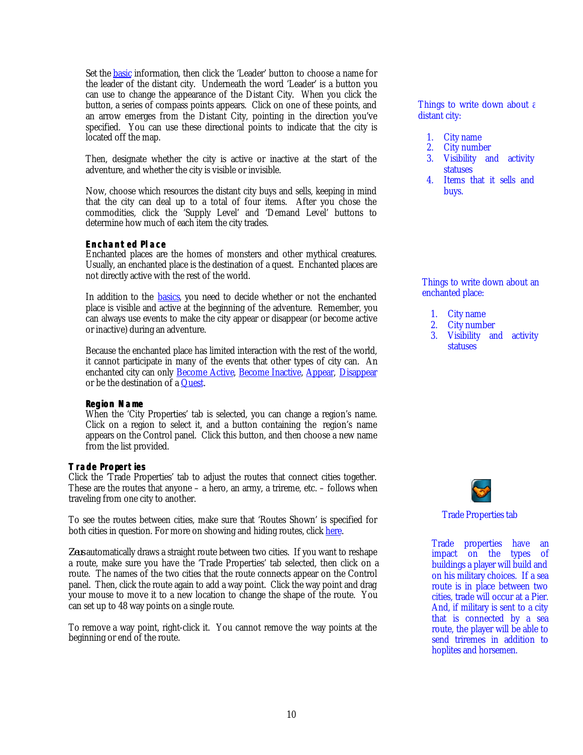Set the basic information, then click the 'Leader' button to choose a name for the leader of the distant city. Underneath the word 'Leader' is a button you can use to change the appearance of the Distant City. When you click the button, a series of compass points appears. Click on one of these points, and an arrow emerges from the Distant City, pointing in the direction you've specified. You can use these directional points to indicate that the city is located off the map.

Then, designate whether the city is active or inactive at the start of the adventure, and whether the city is visible or invisible.

Now, choose which resources the distant city buys and sells, keeping in mind that the city can deal up to a total of four items. After you chose the commodities, click the 'Supply Level' and 'Demand Level' buttons to determine how much of each item the city trades.

Things to write down about a distant city:

1. City name
2. City number
3. Visibility and activity statuses
4. Items that it sells and buys.

**Enchanted Place**

Enchanted places are the homes of monsters and other mythical creatures. Usually, an enchanted place is the destination of a quest. Enchanted places are not directly active with the rest of the world.

In addition to the basics, you need to decide whether or not the enchanted place is visible and active at the beginning of the adventure. Remember, you can always use events to make the city appear or disappear (or become active or inactive) during an adventure.

Because the enchanted place has limited interaction with the rest of the world, it cannot participate in many of the events that other types of city can. An enchanted city can only Become Active, Become Inactive, Appear, Disappear or be the destination of a Quest.

Things to write down about an enchanted place:

1. City name
2. City number
3. Visibility and activity statuses

**Region Name**

When the 'City Properties' tab is selected, you can change a region's name. Click on a region to select it, and a button containing the region's name appears on the Control panel. Click this button, and then choose a new name from the list provided.

## Trade Properties

Click the 'Trade Properties' tab to adjust the routes that connect cities together. These are the routes that anyone – a hero, an army, a trireme, etc. – follows when traveling from one city to another.

Trade Properties tab

To see the routes between cities, make sure that 'Routes Shown' is specified for both cities in question. For more on showing and hiding routes, click here.

*Zeus* automatically draws a straight route between two cities. If you want to reshape a route, make sure you have the 'Trade Properties' tab selected, then click on a route. The names of the two cities that the route connects appear on the Control panel. Then, click the route again to add a way point. Click the way point and drag your mouse to move it to a new location to change the shape of the route. You can set up to 48 way points on a single route.

To remove a way point, right-click it. You cannot remove the way points at the beginning or end of the route.

Trade properties have an impact on the types of buildings a player will build and on his military choices. If a sea route is in place between two cities, trade will occur at a Pier. And, if military is sent to a city that is connected by a sea route, the player will be able to send triremes in addition to hoplites and horsemen.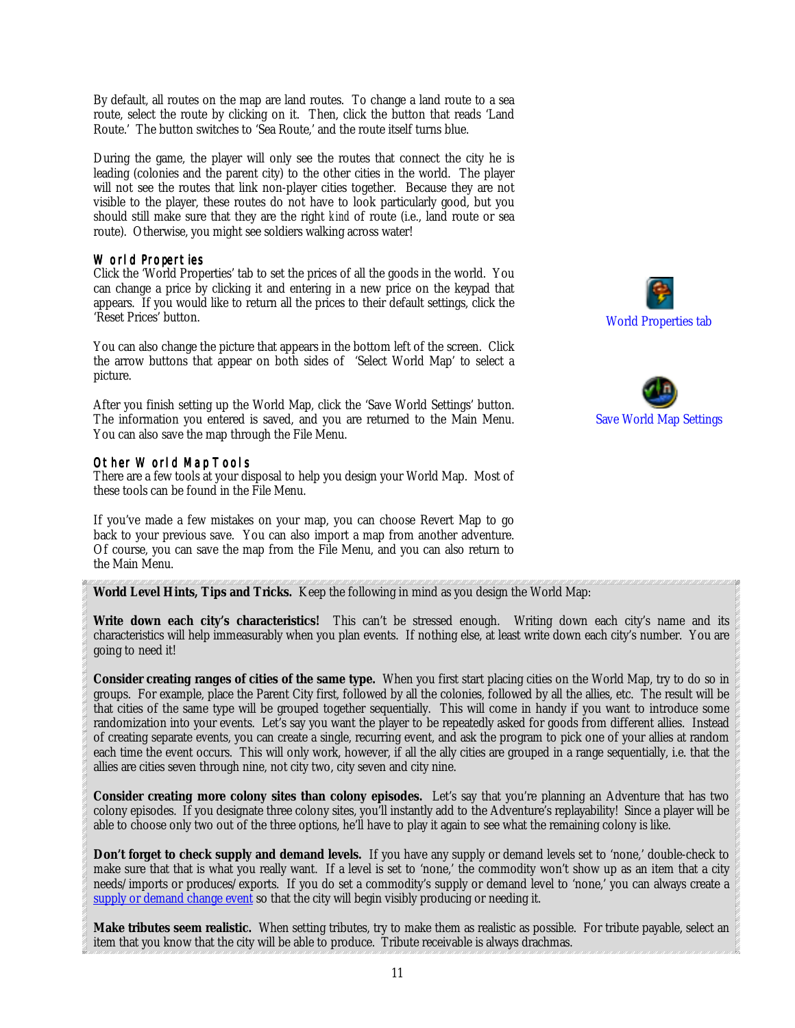By default, all routes on the map are land routes. To change a land route to a sea route, select the route by clicking on it. Then, click the button that reads 'Land Route.' The button switches to 'Sea Route,' and the route itself turns blue.

During the game, the player will only see the routes that connect the city he is leading (colonies and the parent city) to the other cities in the world. The player will not see the routes that link non-player cities together. Because they are not visible to the player, these routes do not have to look particularly good, but you should still make sure that they are the right *kind* of route (i.e., land route or sea route). Otherwise, you might see soldiers walking across water!

### World Properties

Click the 'World Properties' tab to set the prices of all the goods in the world. You can change a price by clicking it and entering in a new price on the keypad that appears. If you would like to return all the prices to their default settings, click the 'Reset Prices' button.

World Properties tab

You can also change the picture that appears in the bottom left of the screen. Click the arrow buttons that appear on both sides of 'Select World Map' to select a picture.

After you finish setting up the World Map, click the 'Save World Settings' button. The information you entered is saved, and you are returned to the Main Menu. You can also save the map through the File Menu.

Save World Map Settings

### Other World Map Tools

There are a few tools at your disposal to help you design your World Map. Most of these tools can be found in the File Menu.

If you've made a few mistakes on your map, you can choose Revert Map to go back to your previous save. You can also import a map from another adventure. Of course, you can save the map from the File Menu, and you can also return to the Main Menu.

**World Level Hints, Tips and Tricks.** Keep the following in mind as you design the World Map:

**Write down each city's characteristics!** This can't be stressed enough. Writing down each city's name and its characteristics will help immeasurably when you plan events. If nothing else, at least write down each city's number. You are going to need it!

**Consider creating ranges of cities of the same type.** When you first start placing cities on the World Map, try to do so in groups. For example, place the Parent City first, followed by all the colonies, followed by all the allies, etc. The result will be that cities of the same type will be grouped together sequentially. This will come in handy if you want to introduce some randomization into your events. Let's say you want the player to be repeatedly asked for goods from different allies. Instead of creating separate events, you can create a single, recurring event, and ask the program to pick one of your allies at random each time the event occurs. This will only work, however, if all the ally cities are grouped in a range sequentially, i.e. that the allies are cities seven through nine, not city two, city seven and city nine.

**Consider creating more colony sites than colony episodes.** Let's say that you're planning an Adventure that has two colony episodes. If you designate three colony sites, you'll instantly add to the Adventure's replayability! Since a player will be able to choose only two out of the three options, he'll have to play it again to see what the remaining colony is like.

**Don't forget to check supply and demand levels.** If you have any supply or demand levels set to 'none,' double-check to make sure that that is what you really want. If a level is set to 'none,' the commodity won't show up as an item that a city needs/imports or produces/exports. If you do set a commodity's supply or demand level to 'none,' you can always create a supply or demand change event so that the city will begin visibly producing or needing it.

**Make tributes seem realistic.** When setting tributes, try to make them as realistic as possible. For tribute payable, select an item that you know that the city will be able to produce. Tribute receivable is always drachmas.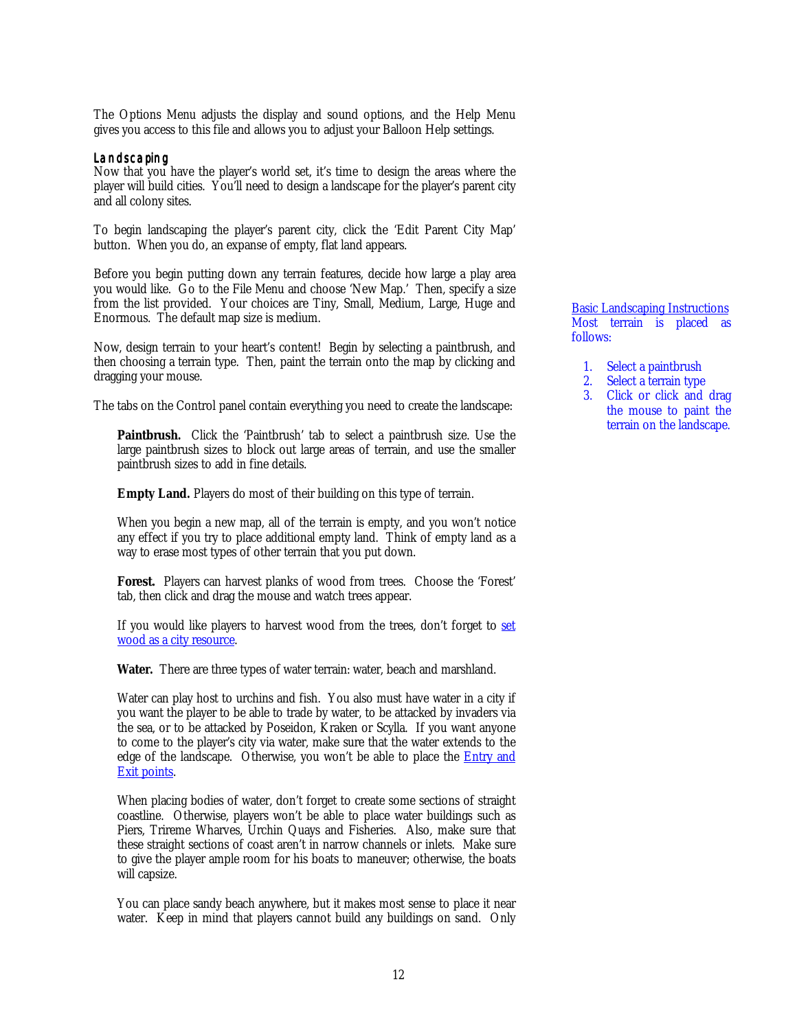The Options Menu adjusts the display and sound options, and the Help Menu gives you access to this file and allows you to adjust your Balloon Help settings.

### Landscaping

Now that you have the player's world set, it's time to design the areas where the player will build cities. You'll need to design a landscape for the player's parent city and all colony sites.

To begin landscaping the player's parent city, click the 'Edit Parent City Map' button. When you do, an expanse of empty, flat land appears.

Before you begin putting down any terrain features, decide how large a play area you would like. Go to the File Menu and choose 'New Map.' Then, specify a size from the list provided. Your choices are Tiny, Small, Medium, Large, Huge and Enormous. The default map size is medium.

Now, design terrain to your heart's content! Begin by selecting a paintbrush, and then choosing a terrain type. Then, paint the terrain onto the map by clicking and dragging your mouse.

The tabs on the Control panel contain everything you need to create the landscape:

**Paintbrush.** Click the 'Paintbrush' tab to select a paintbrush size. Use the large paintbrush sizes to block out large areas of terrain, and use the smaller paintbrush sizes to add in fine details.

**Empty Land.** Players do most of their building on this type of terrain.

When you begin a new map, all of the terrain is empty, and you won't notice any effect if you try to place additional empty land. Think of empty land as a way to erase most types of other terrain that you put down.

**Forest.** Players can harvest planks of wood from trees. Choose the 'Forest' tab, then click and drag the mouse and watch trees appear.

If you would like players to harvest wood from the trees, don't forget to set wood as a city resource.

**Water.** There are three types of water terrain: water, beach and marshland.

Water can play host to urchins and fish. You also must have water in a city if you want the player to be able to trade by water, to be attacked by invaders via the sea, or to be attacked by Poseidon, Kraken or Scylla. If you want anyone to come to the player's city via water, make sure that the water extends to the edge of the landscape. Otherwise, you won't be able to place the Entry and Exit points.

When placing bodies of water, don't forget to create some sections of straight coastline. Otherwise, players won't be able to place water buildings such as Piers, Trireme Wharves, Urchin Quays and Fisheries. Also, make sure that these straight sections of coast aren't in narrow channels or inlets. Make sure to give the player ample room for his boats to maneuver; otherwise, the boats will capsize.

You can place sandy beach anywhere, but it makes most sense to place it near water. Keep in mind that players cannot build any buildings on sand. Only

Basic Landscaping Instructions
Most terrain is placed as follows:

1. Select a paintbrush
2. Select a terrain type
3. Click or click and drag the mouse to paint the terrain on the landscape.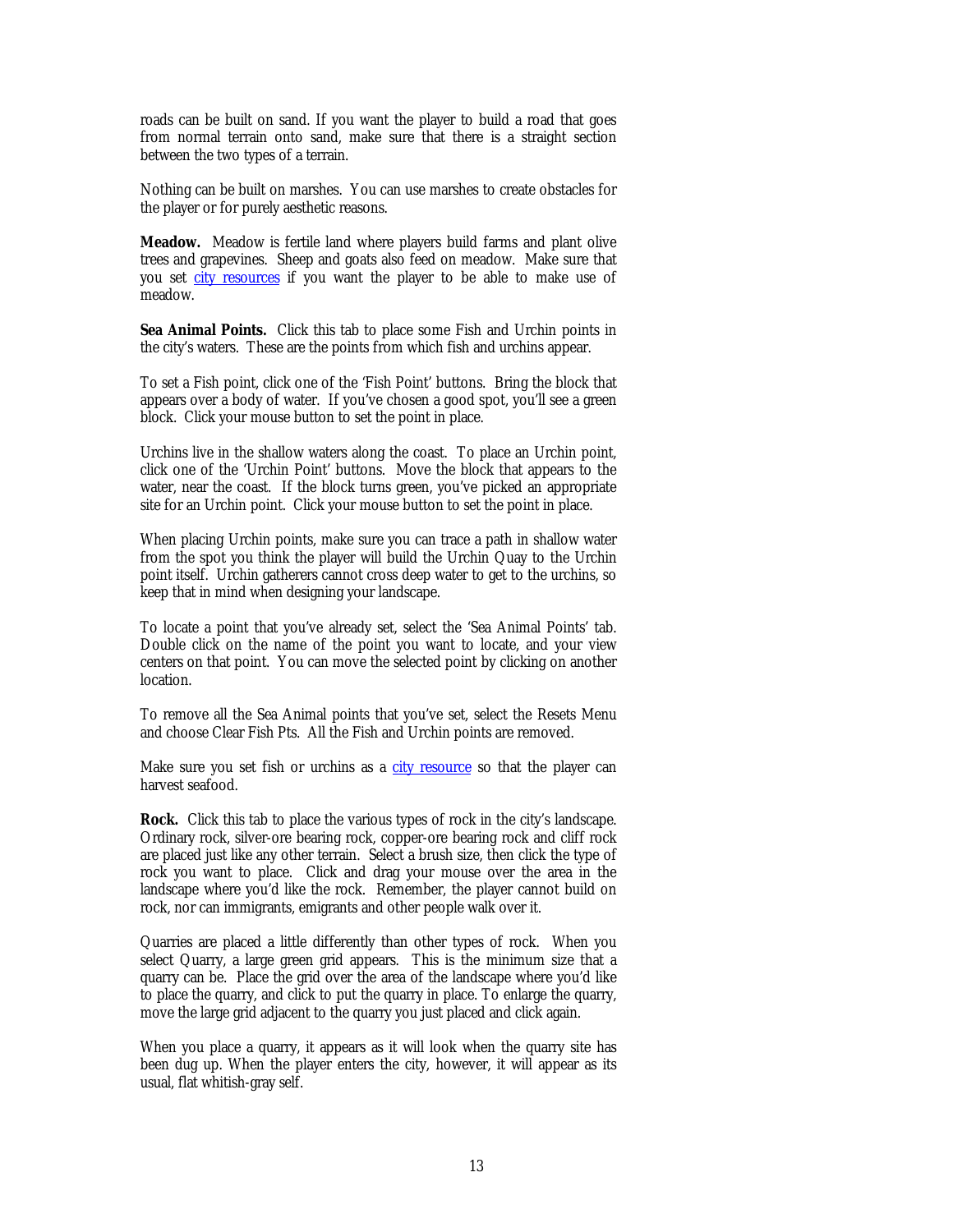roads can be built on sand. If you want the player to build a road that goes from normal terrain onto sand, make sure that there is a straight section between the two types of a terrain.

Nothing can be built on marshes. You can use marshes to create obstacles for the player or for purely aesthetic reasons.

**Meadow.** Meadow is fertile land where players build farms and plant olive trees and grapevines. Sheep and goats also feed on meadow. Make sure that you set city resources if you want the player to be able to make use of meadow.

**Sea Animal Points.** Click this tab to place some Fish and Urchin points in the city's waters. These are the points from which fish and urchins appear.

To set a Fish point, click one of the 'Fish Point' buttons. Bring the block that appears over a body of water. If you've chosen a good spot, you'll see a green block. Click your mouse button to set the point in place.

Urchins live in the shallow waters along the coast. To place an Urchin point, click one of the 'Urchin Point' buttons. Move the block that appears to the water, near the coast. If the block turns green, you've picked an appropriate site for an Urchin point. Click your mouse button to set the point in place.

When placing Urchin points, make sure you can trace a path in shallow water from the spot you think the player will build the Urchin Quay to the Urchin point itself. Urchin gatherers cannot cross deep water to get to the urchins, so keep that in mind when designing your landscape.

To locate a point that you've already set, select the 'Sea Animal Points' tab. Double click on the name of the point you want to locate, and your view centers on that point. You can move the selected point by clicking on another location.

To remove all the Sea Animal points that you've set, select the Resets Menu and choose Clear Fish Pts. All the Fish and Urchin points are removed.

Make sure you set fish or urchins as a city resource so that the player can harvest seafood.

**Rock.** Click this tab to place the various types of rock in the city's landscape. Ordinary rock, silver-ore bearing rock, copper-ore bearing rock and cliff rock are placed just like any other terrain. Select a brush size, then click the type of rock you want to place. Click and drag your mouse over the area in the landscape where you'd like the rock. Remember, the player cannot build on rock, nor can immigrants, emigrants and other people walk over it.

Quarries are placed a little differently than other types of rock. When you select Quarry, a large green grid appears. This is the minimum size that a quarry can be. Place the grid over the area of the landscape where you'd like to place the quarry, and click to put the quarry in place. To enlarge the quarry, move the large grid adjacent to the quarry you just placed and click again.

When you place a quarry, it appears as it will look when the quarry site has been dug up. When the player enters the city, however, it will appear as its usual, flat whitish-gray self.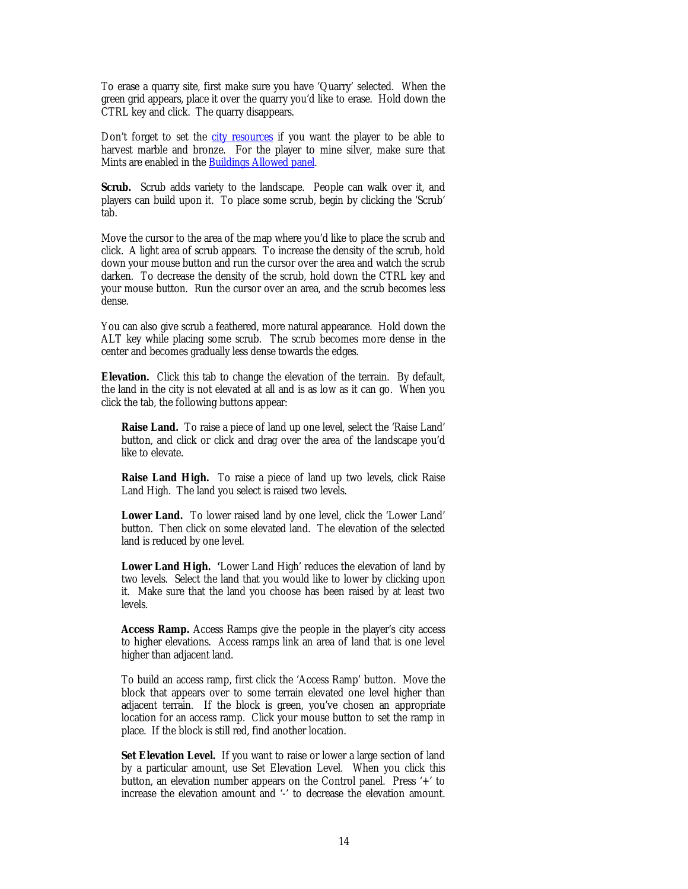To erase a quarry site, first make sure you have 'Quarry' selected. When the green grid appears, place it over the quarry you'd like to erase. Hold down the CTRL key and click. The quarry disappears.

Don't forget to set the [city resources]() if you want the player to be able to harvest marble and bronze. For the player to mine silver, make sure that Mints are enabled in the [Buildings Allowed panel]().

**Scrub.** Scrub adds variety to the landscape. People can walk over it, and players can build upon it. To place some scrub, begin by clicking the 'Scrub' tab.

Move the cursor to the area of the map where you'd like to place the scrub and click. A light area of scrub appears. To increase the density of the scrub, hold down your mouse button and run the cursor over the area and watch the scrub darken. To decrease the density of the scrub, hold down the CTRL key and your mouse button. Run the cursor over an area, and the scrub becomes less dense.

You can also give scrub a feathered, more natural appearance. Hold down the ALT key while placing some scrub. The scrub becomes more dense in the center and becomes gradually less dense towards the edges.

**Elevation.** Click this tab to change the elevation of the terrain. By default, the land in the city is not elevated at all and is as low as it can go. When you click the tab, the following buttons appear:

> **Raise Land.** To raise a piece of land up one level, select the 'Raise Land' button, and click or click and drag over the area of the landscape you'd like to elevate.
>
> **Raise Land High.** To raise a piece of land up two levels, click Raise Land High. The land you select is raised two levels.
>
> **Lower Land.** To lower raised land by one level, click the 'Lower Land' button. Then click on some elevated land. The elevation of the selected land is reduced by one level.
>
> **Lower Land High.** 'Lower Land High' reduces the elevation of land by two levels. Select the land that you would like to lower by clicking upon it. Make sure that the land you choose has been raised by at least two levels.
>
> **Access Ramp.** Access Ramps give the people in the player's city access to higher elevations. Access ramps link an area of land that is one level higher than adjacent land.
>
> To build an access ramp, first click the 'Access Ramp' button. Move the block that appears over to some terrain elevated one level higher than adjacent terrain. If the block is green, you've chosen an appropriate location for an access ramp. Click your mouse button to set the ramp in place. If the block is still red, find another location.
>
> **Set Elevation Level.** If you want to raise or lower a large section of land by a particular amount, use Set Elevation Level. When you click this button, an elevation number appears on the Control panel. Press '+' to increase the elevation amount and '-' to decrease the elevation amount.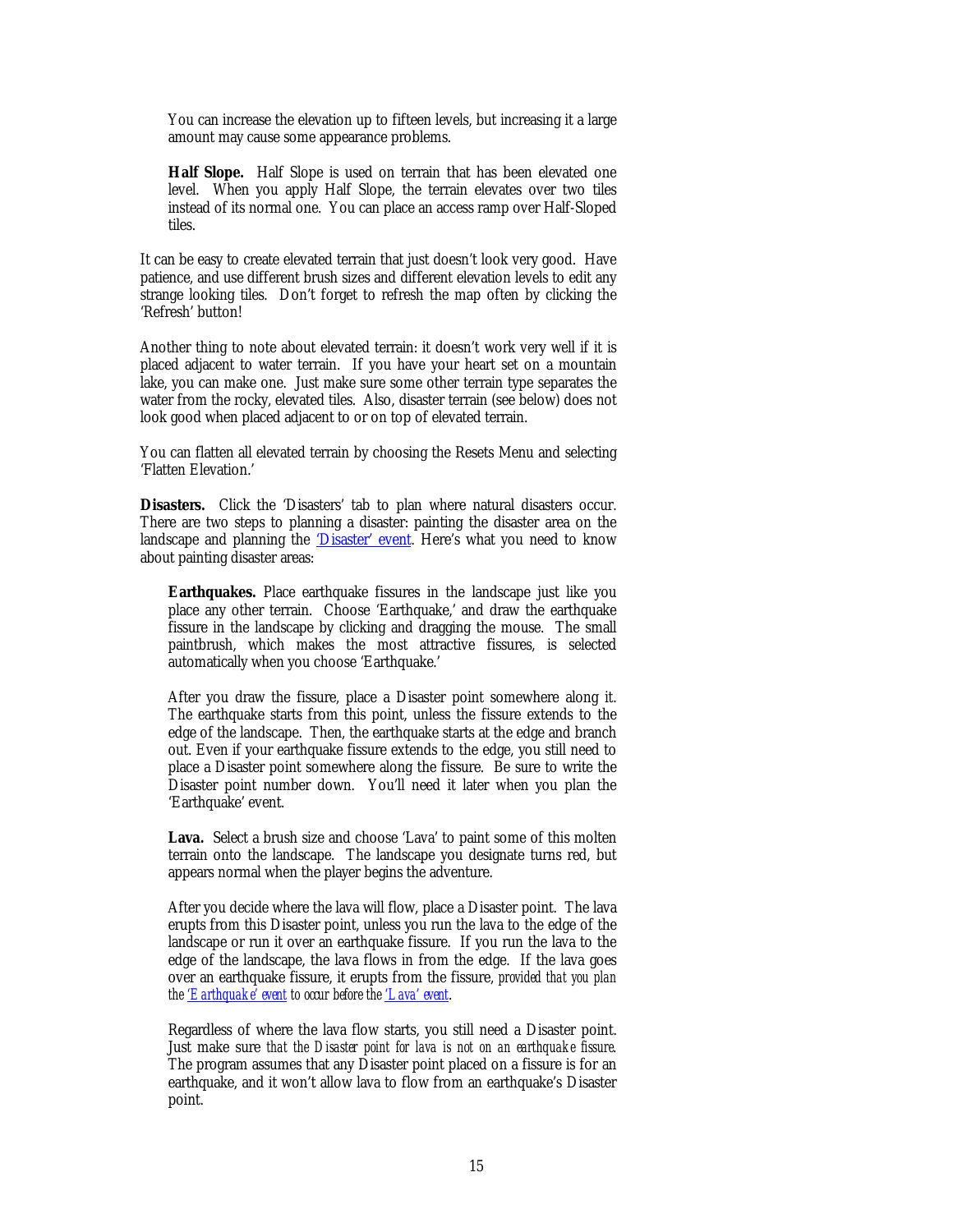You can increase the elevation up to fifteen levels, but increasing it a large amount may cause some appearance problems.

**Half Slope.** Half Slope is used on terrain that has been elevated one level. When you apply Half Slope, the terrain elevates over two tiles instead of its normal one. You can place an access ramp over Half-Sloped tiles.

It can be easy to create elevated terrain that just doesn't look very good. Have patience, and use different brush sizes and different elevation levels to edit any strange looking tiles. Don't forget to refresh the map often by clicking the 'Refresh' button!

Another thing to note about elevated terrain: it doesn't work very well if it is placed adjacent to water terrain. If you have your heart set on a mountain lake, you can make one. Just make sure some other terrain type separates the water from the rocky, elevated tiles. Also, disaster terrain (see below) does not look good when placed adjacent to or on top of elevated terrain.

You can flatten all elevated terrain by choosing the Resets Menu and selecting 'Flatten Elevation.'

**Disasters.** Click the 'Disasters' tab to plan where natural disasters occur. There are two steps to planning a disaster: painting the disaster area on the landscape and planning the 'Disaster' event. Here's what you need to know about painting disaster areas:

**Earthquakes.** Place earthquake fissures in the landscape just like you place any other terrain. Choose 'Earthquake,' and draw the earthquake fissure in the landscape by clicking and dragging the mouse. The small paintbrush, which makes the most attractive fissures, is selected automatically when you choose 'Earthquake.'

After you draw the fissure, place a Disaster point somewhere along it. The earthquake starts from this point, unless the fissure extends to the edge of the landscape. Then, the earthquake starts at the edge and branch out. Even if your earthquake fissure extends to the edge, you still need to place a Disaster point somewhere along the fissure. Be sure to write the Disaster point number down. You'll need it later when you plan the 'Earthquake' event.

**Lava.** Select a brush size and choose 'Lava' to paint some of this molten terrain onto the landscape. The landscape you designate turns red, but appears normal when the player begins the adventure.

After you decide where the lava will flow, place a Disaster point. The lava erupts from this Disaster point, unless you run the lava to the edge of the landscape or run it over an earthquake fissure. If you run the lava to the edge of the landscape, the lava flows in from the edge. If the lava goes over an earthquake fissure, it erupts from the fissure, *provided that you plan the 'Earthquake' event to occur before the 'Lava' event*.

Regardless of where the lava flow starts, you still need a Disaster point. Just make sure *that the Disaster point for lava is not on an earthquake fissure*. The program assumes that any Disaster point placed on a fissure is for an earthquake, and it won't allow lava to flow from an earthquake's Disaster point.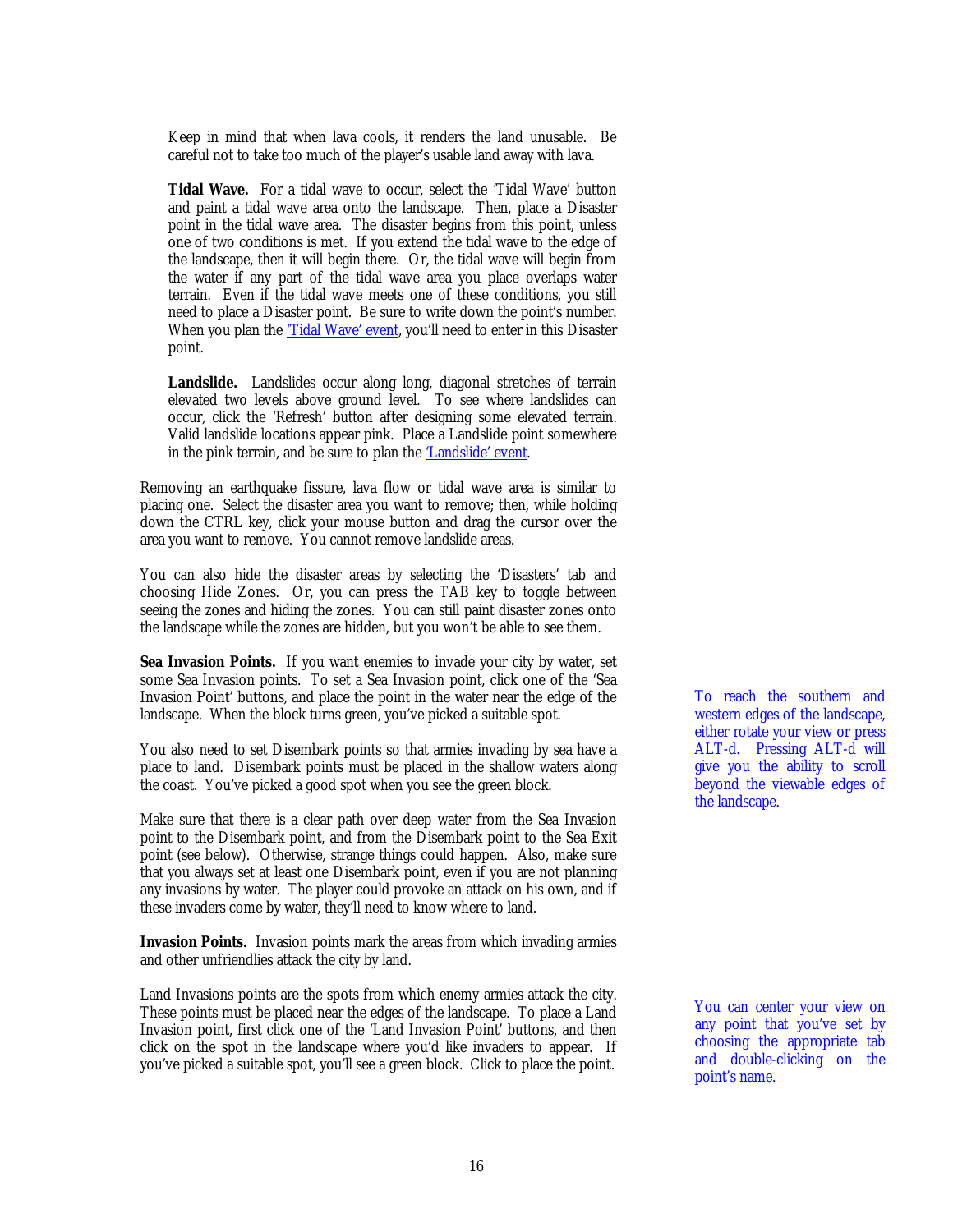Keep in mind that when lava cools, it renders the land unusable. Be careful not to take too much of the player's usable land away with lava.

**Tidal Wave.** For a tidal wave to occur, select the 'Tidal Wave' button and paint a tidal wave area onto the landscape. Then, place a Disaster point in the tidal wave area. The disaster begins from this point, unless one of two conditions is met. If you extend the tidal wave to the edge of the landscape, then it will begin there. Or, the tidal wave will begin from the water if any part of the tidal wave area you place overlaps water terrain. Even if the tidal wave meets one of these conditions, you still need to place a Disaster point. Be sure to write down the point's number. When you plan the 'Tidal Wave' event, you'll need to enter in this Disaster point.

**Landslide.** Landslides occur along long, diagonal stretches of terrain elevated two levels above ground level. To see where landslides can occur, click the 'Refresh' button after designing some elevated terrain. Valid landslide locations appear pink. Place a Landslide point somewhere in the pink terrain, and be sure to plan the 'Landslide' event.

Removing an earthquake fissure, lava flow or tidal wave area is similar to placing one. Select the disaster area you want to remove; then, while holding down the CTRL key, click your mouse button and drag the cursor over the area you want to remove. You cannot remove landslide areas.

You can also hide the disaster areas by selecting the 'Disasters' tab and choosing Hide Zones. Or, you can press the TAB key to toggle between seeing the zones and hiding the zones. You can still paint disaster zones onto the landscape while the zones are hidden, but you won't be able to see them.

**Sea Invasion Points.** If you want enemies to invade your city by water, set some Sea Invasion points. To set a Sea Invasion point, click one of the 'Sea Invasion Point' buttons, and place the point in the water near the edge of the landscape. When the block turns green, you've picked a suitable spot.

To reach the southern and western edges of the landscape, either rotate your view or press ALT-d. Pressing ALT-d will give you the ability to scroll beyond the viewable edges of the landscape.

You also need to set Disembark points so that armies invading by sea have a place to land. Disembark points must be placed in the shallow waters along the coast. You've picked a good spot when you see the green block.

Make sure that there is a clear path over deep water from the Sea Invasion point to the Disembark point, and from the Disembark point to the Sea Exit point (see below). Otherwise, strange things could happen. Also, make sure that you always set at least one Disembark point, even if you are not planning any invasions by water. The player could provoke an attack on his own, and if these invaders come by water, they'll need to know where to land.

**Invasion Points.** Invasion points mark the areas from which invading armies and other unfriendlies attack the city by land.

Land Invasions points are the spots from which enemy armies attack the city. These points must be placed near the edges of the landscape. To place a Land Invasion point, first click one of the 'Land Invasion Point' buttons, and then click on the spot in the landscape where you'd like invaders to appear. If you've picked a suitable spot, you'll see a green block. Click to place the point.

You can center your view on any point that you've set by choosing the appropriate tab and double-clicking on the point's name.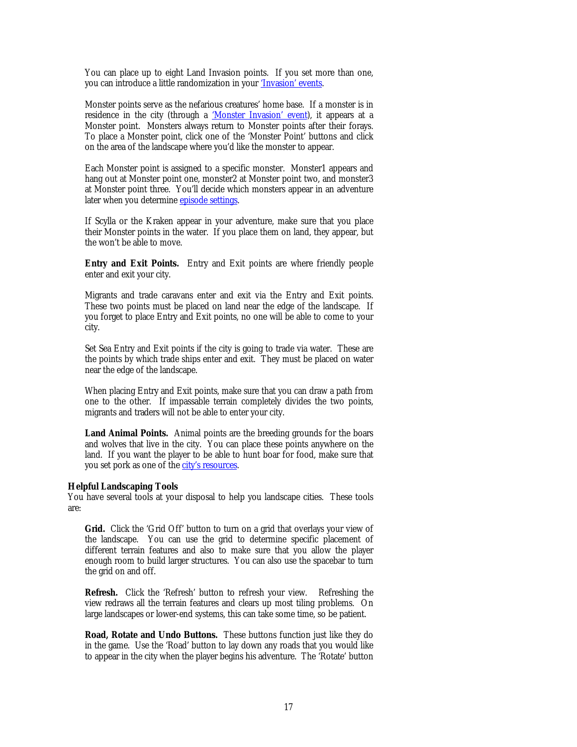You can place up to eight Land Invasion points. If you set more than one, you can introduce a little randomization in your 'Invasion' events.

Monster points serve as the nefarious creatures' home base. If a monster is in residence in the city (through a 'Monster Invasion' event), it appears at a Monster point. Monsters always return to Monster points after their forays. To place a Monster point, click one of the 'Monster Point' buttons and click on the area of the landscape where you'd like the monster to appear.

Each Monster point is assigned to a specific monster. Monster1 appears and hang out at Monster point one, monster2 at Monster point two, and monster3 at Monster point three. You'll decide which monsters appear in an adventure later when you determine episode settings.

If Scylla or the Kraken appear in your adventure, make sure that you place their Monster points in the water. If you place them on land, they appear, but the won't be able to move.

**Entry and Exit Points.** Entry and Exit points are where friendly people enter and exit your city.

Migrants and trade caravans enter and exit via the Entry and Exit points. These two points must be placed on land near the edge of the landscape. If you forget to place Entry and Exit points, no one will be able to come to your city.

Set Sea Entry and Exit points if the city is going to trade via water. These are the points by which trade ships enter and exit. They must be placed on water near the edge of the landscape.

When placing Entry and Exit points, make sure that you can draw a path from one to the other. If impassable terrain completely divides the two points, migrants and traders will not be able to enter your city.

**Land Animal Points.** Animal points are the breeding grounds for the boars and wolves that live in the city. You can place these points anywhere on the land. If you want the player to be able to hunt boar for food, make sure that you set pork as one of the city's resources.

**Helpful Landscaping Tools**

You have several tools at your disposal to help you landscape cities. These tools are:

**Grid.** Click the 'Grid Off' button to turn on a grid that overlays your view of the landscape. You can use the grid to determine specific placement of different terrain features and also to make sure that you allow the player enough room to build larger structures. You can also use the spacebar to turn the grid on and off.

**Refresh.** Click the 'Refresh' button to refresh your view. Refreshing the view redraws all the terrain features and clears up most tiling problems. On large landscapes or lower-end systems, this can take some time, so be patient.

**Road, Rotate and Undo Buttons.** These buttons function just like they do in the game. Use the 'Road' button to lay down any roads that you would like to appear in the city when the player begins his adventure. The 'Rotate' button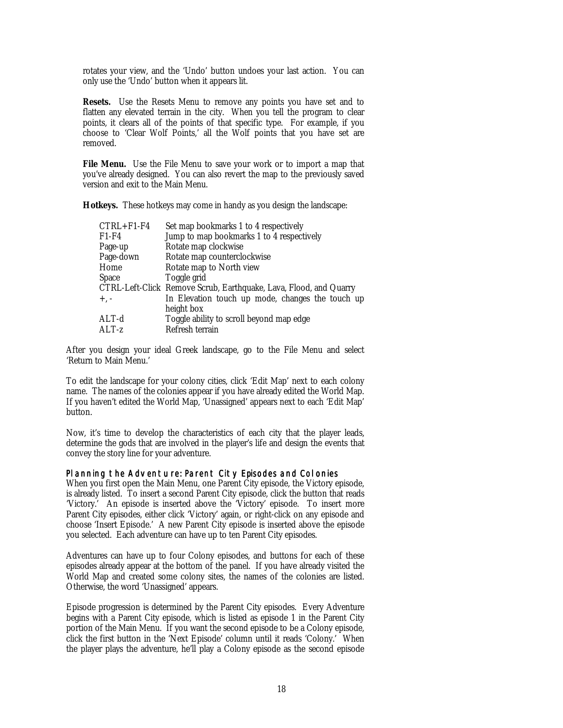rotates your view, and the 'Undo' button undoes your last action. You can only use the 'Undo' button when it appears lit.

**Resets.** Use the Resets Menu to remove any points you have set and to flatten any elevated terrain in the city. When you tell the program to clear points, it clears all of the points of that specific type. For example, if you choose to 'Clear Wolf Points,' all the Wolf points that you have set are removed.

**File Menu.** Use the File Menu to save your work or to import a map that you've already designed. You can also revert the map to the previously saved version and exit to the Main Menu.

**Hotkeys.** These hotkeys may come in handy as you design the landscape:

| | |
|---|---|
| CTRL+F1-F4 | Set map bookmarks 1 to 4 respectively |
| F1-F4 | Jump to map bookmarks 1 to 4 respectively |
| Page-up | Rotate map clockwise |
| Page-down | Rotate map counterclockwise |
| Home | Rotate map to North view |
| Space | Toggle grid |
| CTRL-Left-Click | Remove Scrub, Earthquake, Lava, Flood, and Quarry |
| +, - | In Elevation touch up mode, changes the touch up height box |
| ALT-d | Toggle ability to scroll beyond map edge |
| ALT-z | Refresh terrain |

After you design your ideal Greek landscape, go to the File Menu and select 'Return to Main Menu.'

To edit the landscape for your colony cities, click 'Edit Map' next to each colony name. The names of the colonies appear if you have already edited the World Map. If you haven't edited the World Map, 'Unassigned' appears next to each 'Edit Map' button.

Now, it's time to develop the characteristics of each city that the player leads, determine the gods that are involved in the player's life and design the events that convey the story line for your adventure.

### Planning the Adventure: Parent City Episodes and Colonies

When you first open the Main Menu, one Parent City episode, the Victory episode, is already listed. To insert a second Parent City episode, click the button that reads 'Victory.' An episode is inserted above the 'Victory' episode. To insert more Parent City episodes, either click 'Victory' again, or right-click on any episode and choose 'Insert Episode.' A new Parent City episode is inserted above the episode you selected. Each adventure can have up to ten Parent City episodes.

Adventures can have up to four Colony episodes, and buttons for each of these episodes already appear at the bottom of the panel. If you have already visited the World Map and created some colony sites, the names of the colonies are listed. Otherwise, the word 'Unassigned' appears.

Episode progression is determined by the Parent City episodes. Every Adventure begins with a Parent City episode, which is listed as episode 1 in the Parent City portion of the Main Menu. If you want the second episode to be a Colony episode, click the first button in the 'Next Episode' column until it reads 'Colony.' When the player plays the adventure, he'll play a Colony episode as the second episode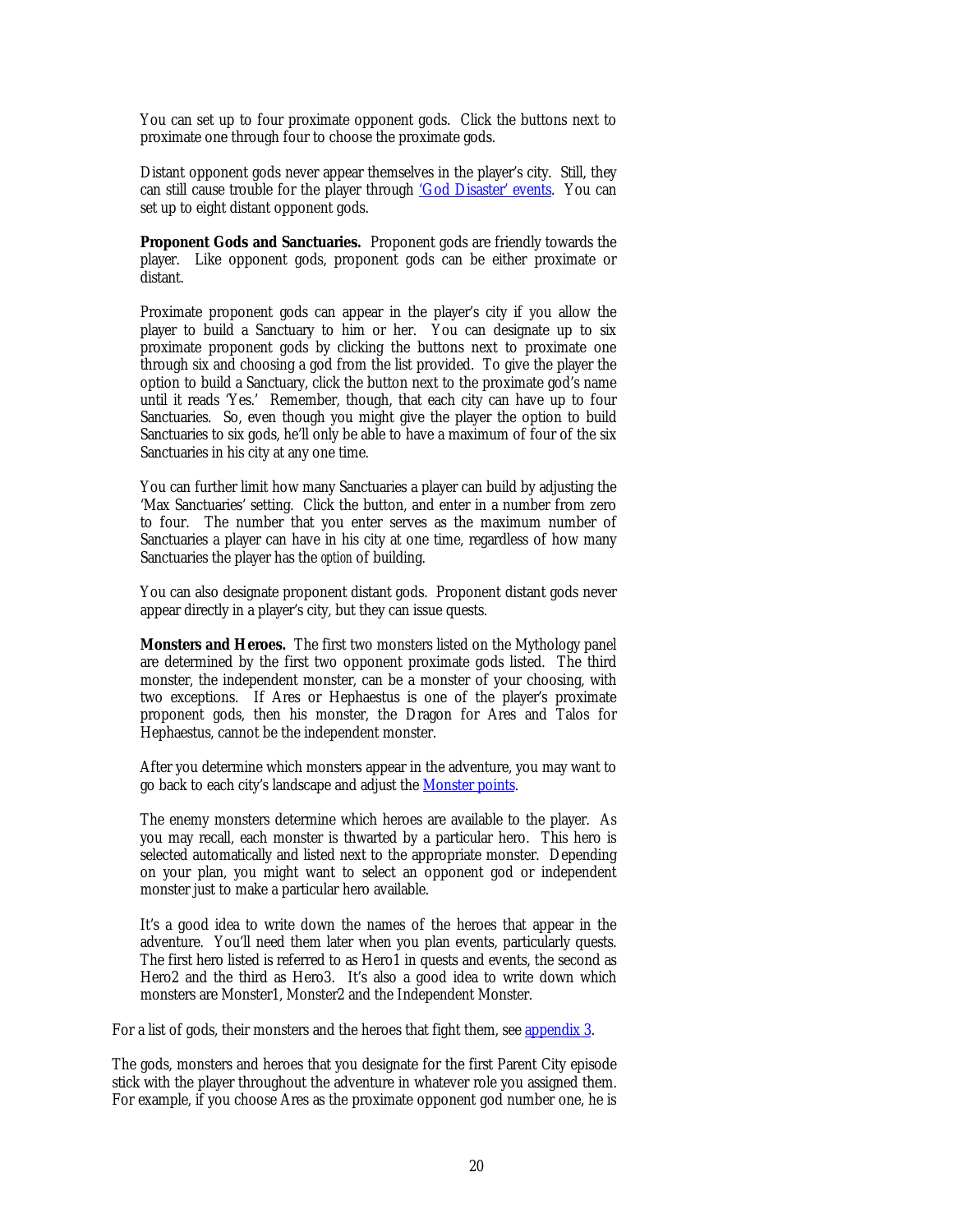You can set up to four proximate opponent gods. Click the buttons next to proximate one through four to choose the proximate gods.

Distant opponent gods never appear themselves in the player's city. Still, they can still cause trouble for the player through 'God Disaster' events. You can set up to eight distant opponent gods.

**Proponent Gods and Sanctuaries.** Proponent gods are friendly towards the player. Like opponent gods, proponent gods can be either proximate or distant.

Proximate proponent gods can appear in the player's city if you allow the player to build a Sanctuary to him or her. You can designate up to six proximate proponent gods by clicking the buttons next to proximate one through six and choosing a god from the list provided. To give the player the option to build a Sanctuary, click the button next to the proximate god's name until it reads 'Yes.' Remember, though, that each city can have up to four Sanctuaries. So, even though you might give the player the option to build Sanctuaries to six gods, he'll only be able to have a maximum of four of the six Sanctuaries in his city at any one time.

You can further limit how many Sanctuaries a player can build by adjusting the 'Max Sanctuaries' setting. Click the button, and enter in a number from zero to four. The number that you enter serves as the maximum number of Sanctuaries a player can have in his city at one time, regardless of how many Sanctuaries the player has the *option* of building.

You can also designate proponent distant gods. Proponent distant gods never appear directly in a player's city, but they can issue quests.

**Monsters and Heroes.** The first two monsters listed on the Mythology panel are determined by the first two opponent proximate gods listed. The third monster, the independent monster, can be a monster of your choosing, with two exceptions. If Ares or Hephaestus is one of the player's proximate proponent gods, then his monster, the Dragon for Ares and Talos for Hephaestus, cannot be the independent monster.

After you determine which monsters appear in the adventure, you may want to go back to each city's landscape and adjust the Monster points.

The enemy monsters determine which heroes are available to the player. As you may recall, each monster is thwarted by a particular hero. This hero is selected automatically and listed next to the appropriate monster. Depending on your plan, you might want to select an opponent god or independent monster just to make a particular hero available.

It's a good idea to write down the names of the heroes that appear in the adventure. You'll need them later when you plan events, particularly quests. The first hero listed is referred to as Hero1 in quests and events, the second as Hero2 and the third as Hero3. It's also a good idea to write down which monsters are Monster1, Monster2 and the Independent Monster.

For a list of gods, their monsters and the heroes that fight them, see appendix 3.

The gods, monsters and heroes that you designate for the first Parent City episode stick with the player throughout the adventure in whatever role you assigned them. For example, if you choose Ares as the proximate opponent god number one, he is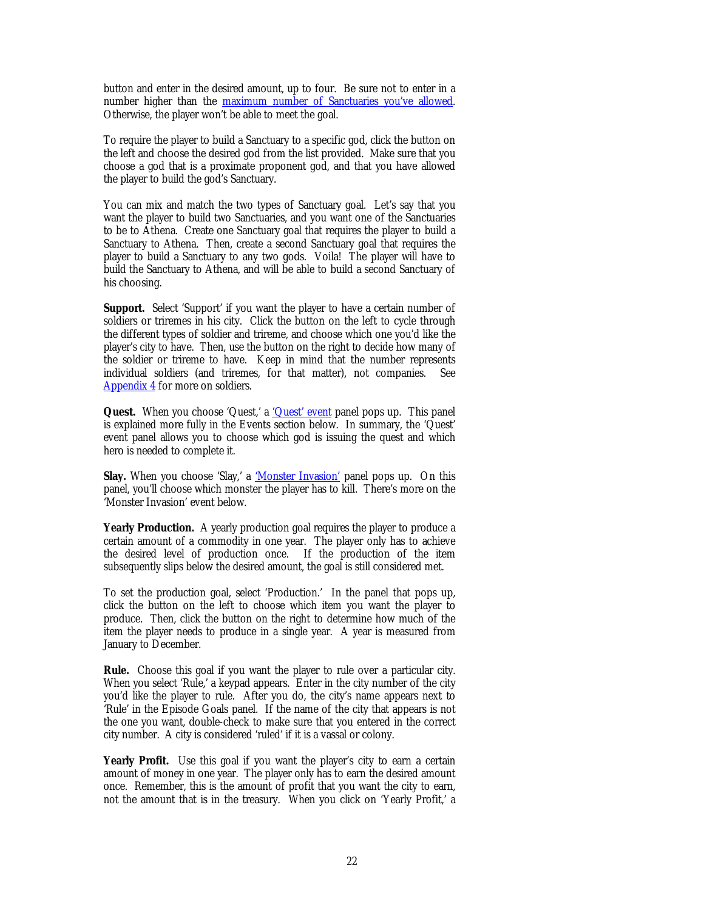button and enter in the desired amount, up to four. Be sure not to enter in a number higher than the [maximum number of Sanctuaries you've allowed](). Otherwise, the player won't be able to meet the goal.

To require the player to build a Sanctuary to a specific god, click the button on the left and choose the desired god from the list provided. Make sure that you choose a god that is a proximate proponent god, and that you have allowed the player to build the god's Sanctuary.

You can mix and match the two types of Sanctuary goal. Let's say that you want the player to build two Sanctuaries, and you want one of the Sanctuaries to be to Athena. Create one Sanctuary goal that requires the player to build a Sanctuary to Athena. Then, create a second Sanctuary goal that requires the player to build a Sanctuary to any two gods. Voila! The player will have to build the Sanctuary to Athena, and will be able to build a second Sanctuary of his choosing.

**Support.** Select 'Support' if you want the player to have a certain number of soldiers or triremes in his city. Click the button on the left to cycle through the different types of soldier and trireme, and choose which one you'd like the player's city to have. Then, use the button on the right to decide how many of the soldier or trireme to have. Keep in mind that the number represents individual soldiers (and triremes, for that matter), not companies. See [Appendix 4]() for more on soldiers.

**Quest.** When you choose 'Quest,' a ['Quest' event]() panel pops up. This panel is explained more fully in the Events section below. In summary, the 'Quest' event panel allows you to choose which god is issuing the quest and which hero is needed to complete it.

**Slay.** When you choose 'Slay,' a ['Monster Invasion']() panel pops up. On this panel, you'll choose which monster the player has to kill. There's more on the 'Monster Invasion' event below.

**Yearly Production.** A yearly production goal requires the player to produce a certain amount of a commodity in one year. The player only has to achieve the desired level of production once. If the production of the item subsequently slips below the desired amount, the goal is still considered met.

To set the production goal, select 'Production.' In the panel that pops up, click the button on the left to choose which item you want the player to produce. Then, click the button on the right to determine how much of the item the player needs to produce in a single year. A year is measured from January to December.

**Rule.** Choose this goal if you want the player to rule over a particular city. When you select 'Rule,' a keypad appears. Enter in the city number of the city you'd like the player to rule. After you do, the city's name appears next to 'Rule' in the Episode Goals panel. If the name of the city that appears is not the one you want, double-check to make sure that you entered in the correct city number. A city is considered 'ruled' if it is a vassal or colony.

**Yearly Profit.** Use this goal if you want the player's city to earn a certain amount of money in one year. The player only has to earn the desired amount once. Remember, this is the amount of profit that you want the city to earn, not the amount that is in the treasury. When you click on 'Yearly Profit,' a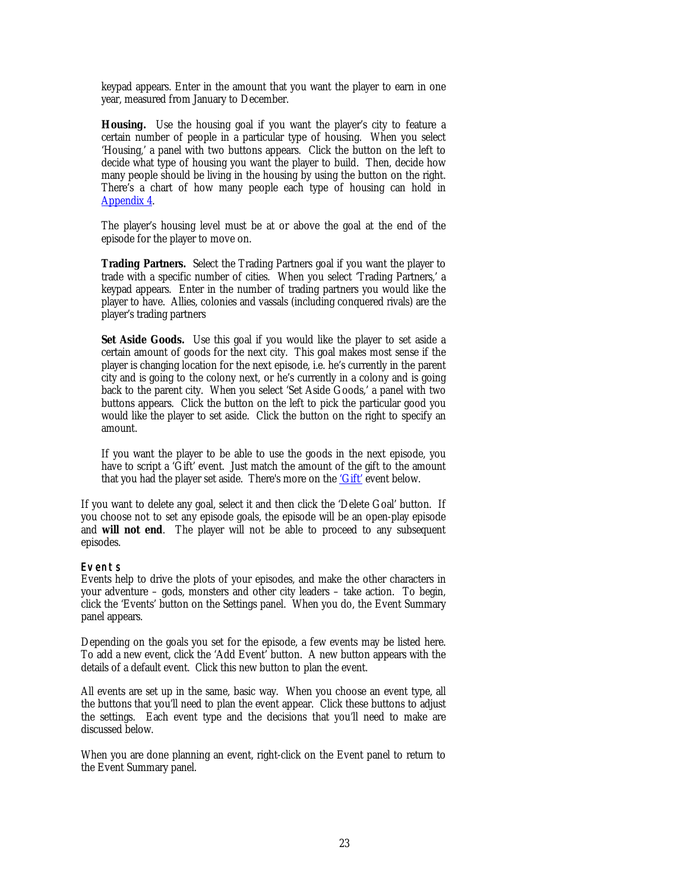keypad appears. Enter in the amount that you want the player to earn in one year, measured from January to December.

**Housing.** Use the housing goal if you want the player's city to feature a certain number of people in a particular type of housing. When you select 'Housing,' a panel with two buttons appears. Click the button on the left to decide what type of housing you want the player to build. Then, decide how many people should be living in the housing by using the button on the right. There's a chart of how many people each type of housing can hold in Appendix 4.

The player's housing level must be at or above the goal at the end of the episode for the player to move on.

**Trading Partners.** Select the Trading Partners goal if you want the player to trade with a specific number of cities. When you select 'Trading Partners,' a keypad appears. Enter in the number of trading partners you would like the player to have. Allies, colonies and vassals (including conquered rivals) are the player's trading partners

**Set Aside Goods.** Use this goal if you would like the player to set aside a certain amount of goods for the next city. This goal makes most sense if the player is changing location for the next episode, i.e. he's currently in the parent city and is going to the colony next, or he's currently in a colony and is going back to the parent city. When you select 'Set Aside Goods,' a panel with two buttons appears. Click the button on the left to pick the particular good you would like the player to set aside. Click the button on the right to specify an amount.

If you want the player to be able to use the goods in the next episode, you have to script a 'Gift' event. Just match the amount of the gift to the amount that you had the player set aside. There's more on the 'Gift' event below.

If you want to delete any goal, select it and then click the 'Delete Goal' button. If you choose not to set any episode goals, the episode will be an open-play episode and **will not end**. The player will not be able to proceed to any subsequent episodes.

### Events

Events help to drive the plots of your episodes, and make the other characters in your adventure – gods, monsters and other city leaders – take action. To begin, click the 'Events' button on the Settings panel. When you do, the Event Summary panel appears.

Depending on the goals you set for the episode, a few events may be listed here. To add a new event, click the 'Add Event' button. A new button appears with the details of a default event. Click this new button to plan the event.

All events are set up in the same, basic way. When you choose an event type, all the buttons that you'll need to plan the event appear. Click these buttons to adjust the settings. Each event type and the decisions that you'll need to make are discussed below.

When you are done planning an event, right-click on the Event panel to return to the Event Summary panel.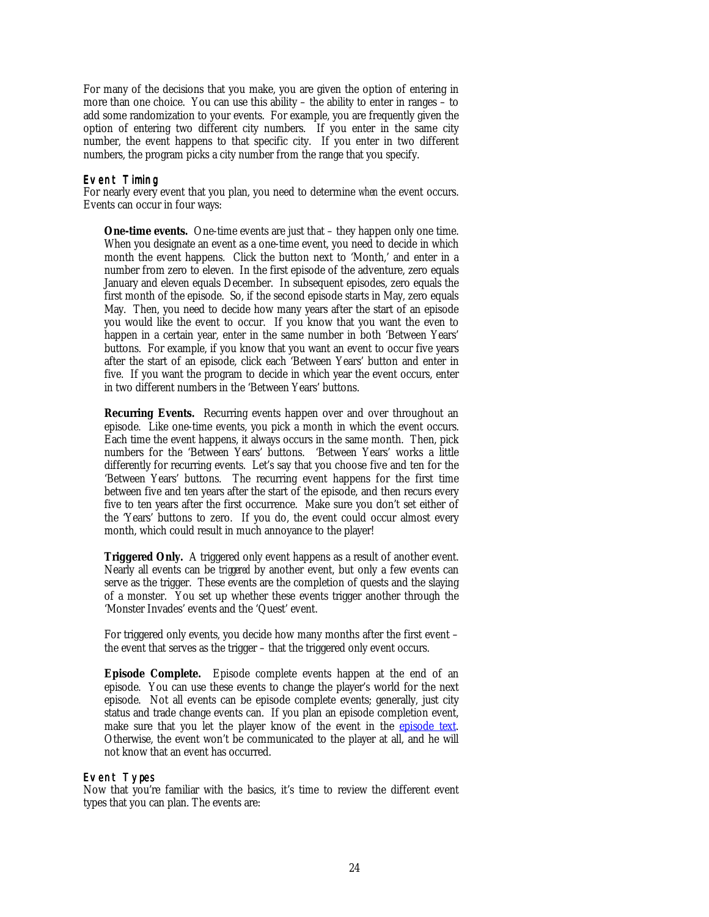For many of the decisions that you make, you are given the option of entering in more than one choice. You can use this ability – the ability to enter in ranges – to add some randomization to your events. For example, you are frequently given the option of entering two different city numbers. If you enter in the same city number, the event happens to that specific city. If you enter in two different numbers, the program picks a city number from the range that you specify.

### Event Timing

For nearly every event that you plan, you need to determine *when* the event occurs. Events can occur in four ways:

> **One-time events.** One-time events are just that – they happen only one time. When you designate an event as a one-time event, you need to decide in which month the event happens. Click the button next to 'Month,' and enter in a number from zero to eleven. In the first episode of the adventure, zero equals January and eleven equals December. In subsequent episodes, zero equals the first month of the episode. So, if the second episode starts in May, zero equals May. Then, you need to decide how many years after the start of an episode you would like the event to occur. If you know that you want the even to happen in a certain year, enter in the same number in both 'Between Years' buttons. For example, if you know that you want an event to occur five years after the start of an episode, click each 'Between Years' button and enter in five. If you want the program to decide in which year the event occurs, enter in two different numbers in the 'Between Years' buttons.
>
> **Recurring Events.** Recurring events happen over and over throughout an episode. Like one-time events, you pick a month in which the event occurs. Each time the event happens, it always occurs in the same month. Then, pick numbers for the 'Between Years' buttons. 'Between Years' works a little differently for recurring events. Let's say that you choose five and ten for the 'Between Years' buttons. The recurring event happens for the first time between five and ten years after the start of the episode, and then recurs every five to ten years after the first occurrence. Make sure you don't set either of the 'Years' buttons to zero. If you do, the event could occur almost every month, which could result in much annoyance to the player!
>
> **Triggered Only.** A triggered only event happens as a result of another event. Nearly all events can be *triggered* by another event, but only a few events can serve as the trigger. These events are the completion of quests and the slaying of a monster. You set up whether these events trigger another through the 'Monster Invades' events and the 'Quest' event.
>
> For triggered only events, you decide how many months after the first event – the event that serves as the trigger – that the triggered only event occurs.
>
> **Episode Complete.** Episode complete events happen at the end of an episode. You can use these events to change the player's world for the next episode. Not all events can be episode complete events; generally, just city status and trade change events can. If you plan an episode completion event, make sure that you let the player know of the event in the episode text. Otherwise, the event won't be communicated to the player at all, and he will not know that an event has occurred.

### Event Types

Now that you're familiar with the basics, it's time to review the different event types that you can plan. The events are: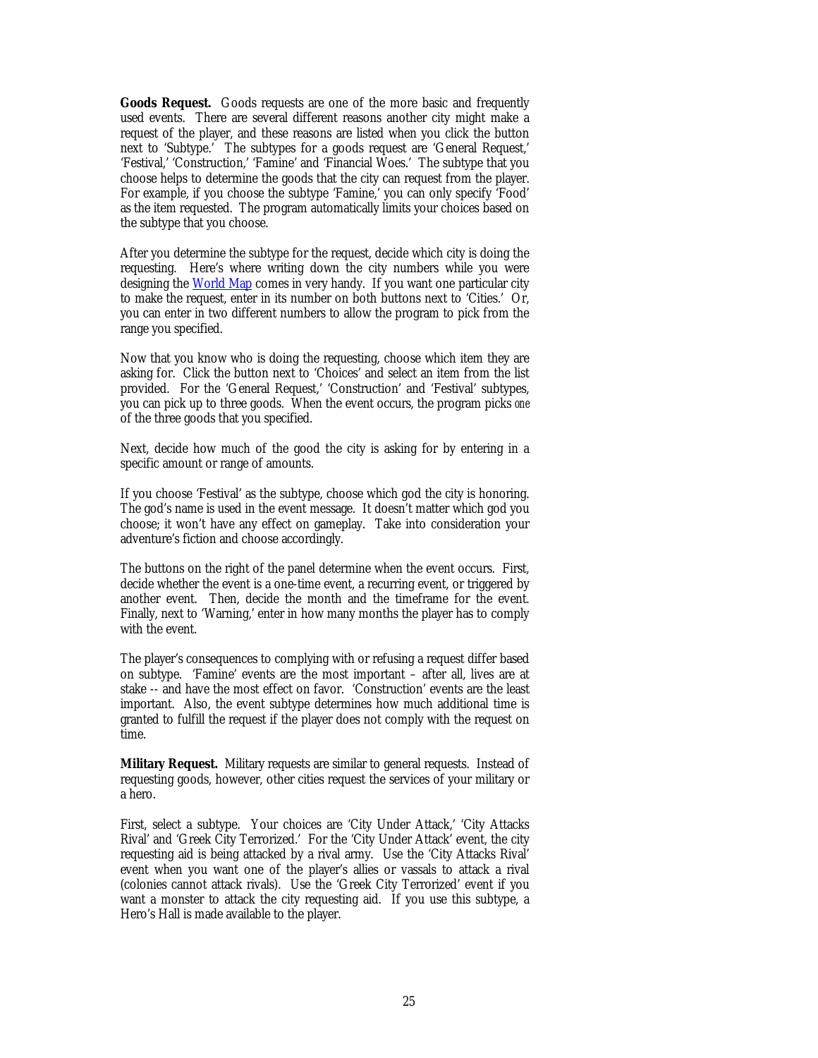**Goods Request.** Goods requests are one of the more basic and frequently used events. There are several different reasons another city might make a request of the player, and these reasons are listed when you click the button next to 'Subtype.' The subtypes for a goods request are 'General Request,' 'Festival,' 'Construction,' 'Famine' and 'Financial Woes.' The subtype that you choose helps to determine the goods that the city can request from the player. For example, if you choose the subtype 'Famine,' you can only specify 'Food' as the item requested. The program automatically limits your choices based on the subtype that you choose.

After you determine the subtype for the request, decide which city is doing the requesting. Here's where writing down the city numbers while you were designing the World Map comes in very handy. If you want one particular city to make the request, enter in its number on both buttons next to 'Cities.' Or, you can enter in two different numbers to allow the program to pick from the range you specified.

Now that you know who is doing the requesting, choose which item they are asking for. Click the button next to 'Choices' and select an item from the list provided. For the 'General Request,' 'Construction' and 'Festival' subtypes, you can pick up to three goods. When the event occurs, the program picks *one* of the three goods that you specified.

Next, decide how much of the good the city is asking for by entering in a specific amount or range of amounts.

If you choose 'Festival' as the subtype, choose which god the city is honoring. The god's name is used in the event message. It doesn't matter which god you choose; it won't have any effect on gameplay. Take into consideration your adventure's fiction and choose accordingly.

The buttons on the right of the panel determine when the event occurs. First, decide whether the event is a one-time event, a recurring event, or triggered by another event. Then, decide the month and the timeframe for the event. Finally, next to 'Warning,' enter in how many months the player has to comply with the event.

The player's consequences to complying with or refusing a request differ based on subtype. 'Famine' events are the most important – after all, lives are at stake -- and have the most effect on favor. 'Construction' events are the least important. Also, the event subtype determines how much additional time is granted to fulfill the request if the player does not comply with the request on time.

**Military Request.** Military requests are similar to general requests. Instead of requesting goods, however, other cities request the services of your military or a hero.

First, select a subtype. Your choices are 'City Under Attack,' 'City Attacks Rival' and 'Greek City Terrorized.' For the 'City Under Attack' event, the city requesting aid is being attacked by a rival army. Use the 'City Attacks Rival' event when you want one of the player's allies or vassals to attack a rival (colonies cannot attack rivals). Use the 'Greek City Terrorized' event if you want a monster to attack the city requesting aid. If you use this subtype, a Hero's Hall is made available to the player.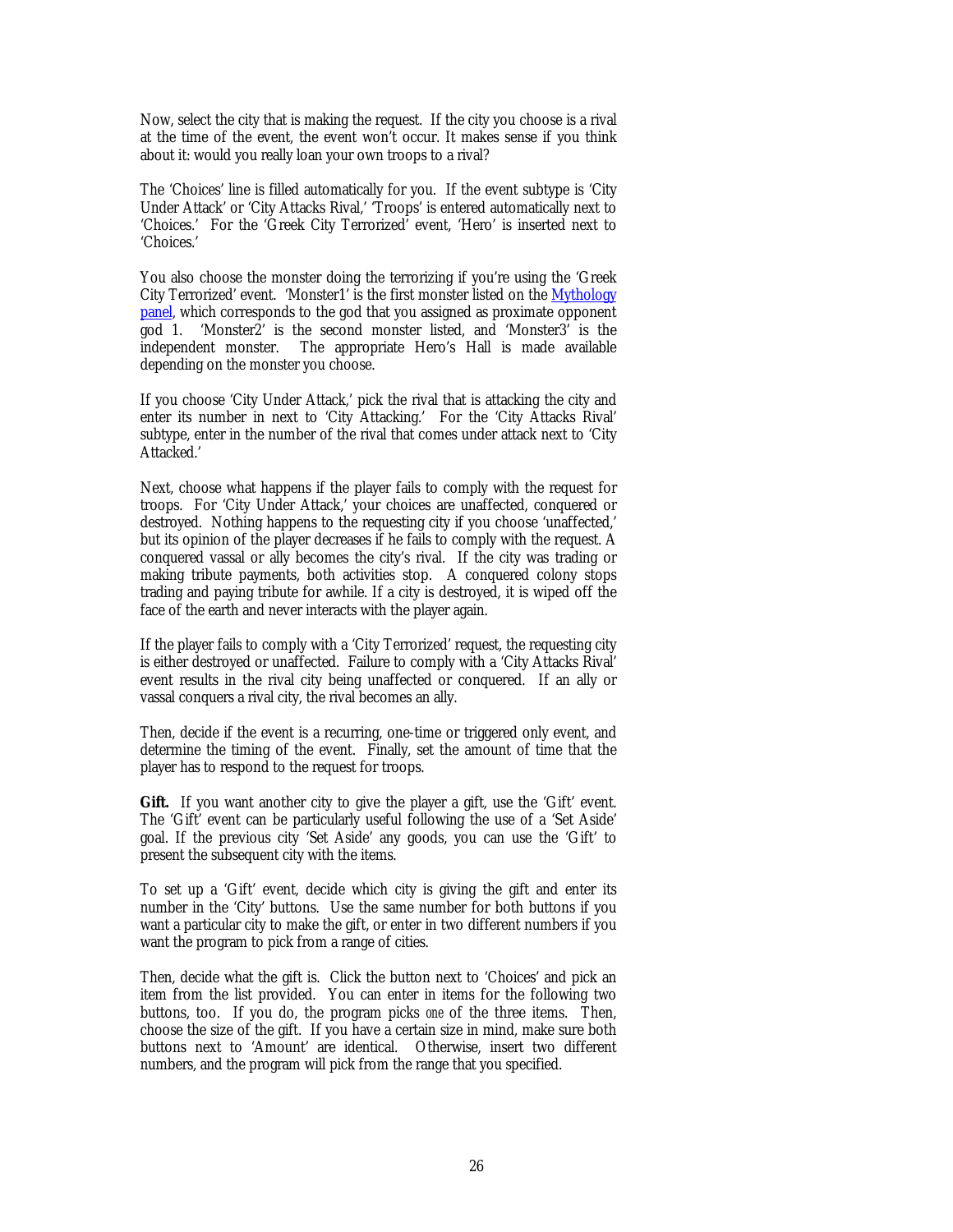Now, select the city that is making the request. If the city you choose is a rival at the time of the event, the event won't occur. It makes sense if you think about it: would you really loan your own troops to a rival?

The 'Choices' line is filled automatically for you. If the event subtype is 'City Under Attack' or 'City Attacks Rival,' 'Troops' is entered automatically next to 'Choices.' For the 'Greek City Terrorized' event, 'Hero' is inserted next to 'Choices.'

You also choose the monster doing the terrorizing if you're using the 'Greek City Terrorized' event. 'Monster1' is the first monster listed on the Mythology panel, which corresponds to the god that you assigned as proximate opponent god 1. 'Monster2' is the second monster listed, and 'Monster3' is the independent monster. The appropriate Hero's Hall is made available depending on the monster you choose.

If you choose 'City Under Attack,' pick the rival that is attacking the city and enter its number in next to 'City Attacking.' For the 'City Attacks Rival' subtype, enter in the number of the rival that comes under attack next to 'City Attacked.'

Next, choose what happens if the player fails to comply with the request for troops. For 'City Under Attack,' your choices are unaffected, conquered or destroyed. Nothing happens to the requesting city if you choose 'unaffected,' but its opinion of the player decreases if he fails to comply with the request. A conquered vassal or ally becomes the city's rival. If the city was trading or making tribute payments, both activities stop. A conquered colony stops trading and paying tribute for awhile. If a city is destroyed, it is wiped off the face of the earth and never interacts with the player again.

If the player fails to comply with a 'City Terrorized' request, the requesting city is either destroyed or unaffected. Failure to comply with a 'City Attacks Rival' event results in the rival city being unaffected or conquered. If an ally or vassal conquers a rival city, the rival becomes an ally.

Then, decide if the event is a recurring, one-time or triggered only event, and determine the timing of the event. Finally, set the amount of time that the player has to respond to the request for troops.

**Gift.** If you want another city to give the player a gift, use the 'Gift' event. The 'Gift' event can be particularly useful following the use of a 'Set Aside' goal. If the previous city 'Set Aside' any goods, you can use the 'Gift' to present the subsequent city with the items.

To set up a 'Gift' event, decide which city is giving the gift and enter its number in the 'City' buttons. Use the same number for both buttons if you want a particular city to make the gift, or enter in two different numbers if you want the program to pick from a range of cities.

Then, decide what the gift is. Click the button next to 'Choices' and pick an item from the list provided. You can enter in items for the following two buttons, too. If you do, the program picks *one* of the three items. Then, choose the size of the gift. If you have a certain size in mind, make sure both buttons next to 'Amount' are identical. Otherwise, insert two different numbers, and the program will pick from the range that you specified.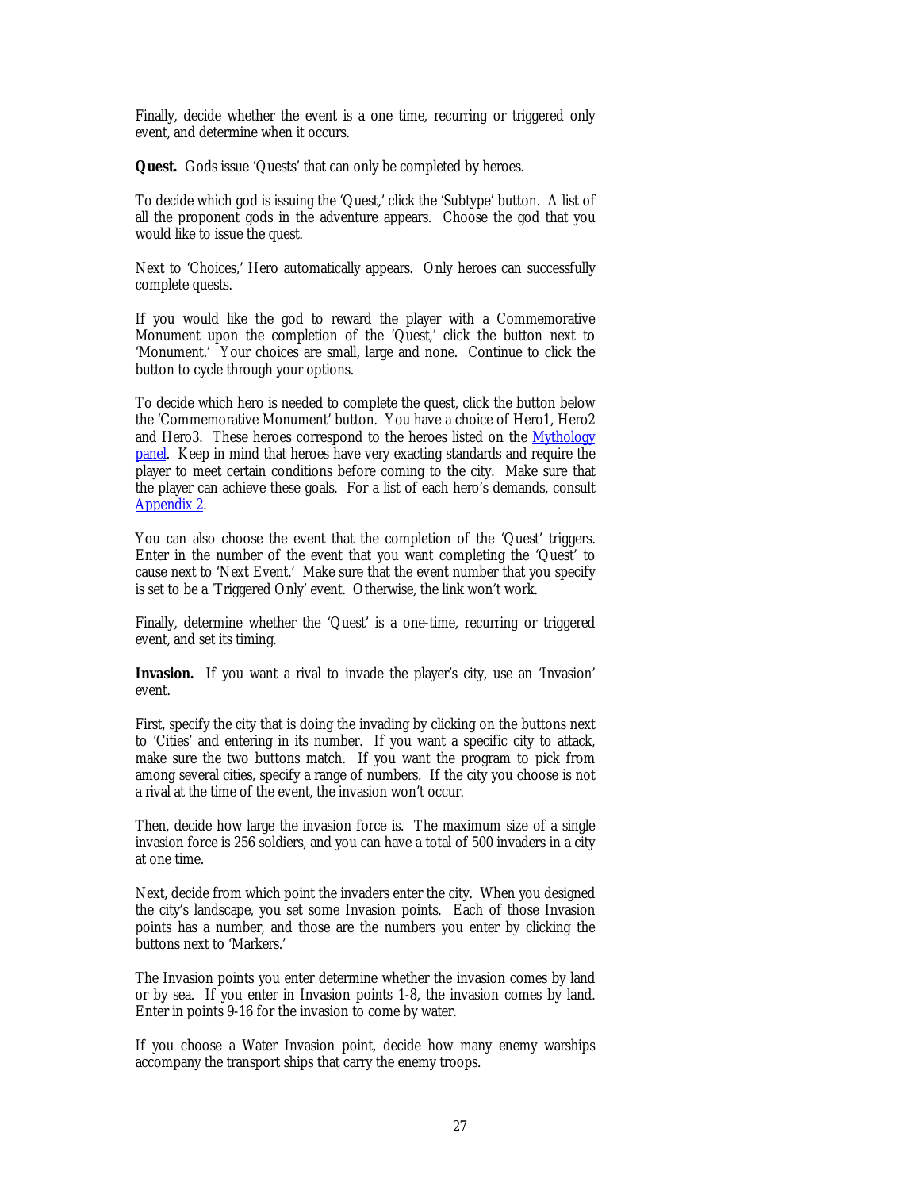Finally, decide whether the event is a one time, recurring or triggered only event, and determine when it occurs.

**Quest.** Gods issue 'Quests' that can only be completed by heroes.

To decide which god is issuing the 'Quest,' click the 'Subtype' button. A list of all the proponent gods in the adventure appears. Choose the god that you would like to issue the quest.

Next to 'Choices,' Hero automatically appears. Only heroes can successfully complete quests.

If you would like the god to reward the player with a Commemorative Monument upon the completion of the 'Quest,' click the button next to 'Monument.' Your choices are small, large and none. Continue to click the button to cycle through your options.

To decide which hero is needed to complete the quest, click the button below the 'Commemorative Monument' button. You have a choice of Hero1, Hero2 and Hero3. These heroes correspond to the heroes listed on the Mythology panel. Keep in mind that heroes have very exacting standards and require the player to meet certain conditions before coming to the city. Make sure that the player can achieve these goals. For a list of each hero's demands, consult Appendix 2.

You can also choose the event that the completion of the 'Quest' triggers. Enter in the number of the event that you want completing the 'Quest' to cause next to 'Next Event.' Make sure that the event number that you specify is set to be a 'Triggered Only' event. Otherwise, the link won't work.

Finally, determine whether the 'Quest' is a one-time, recurring or triggered event, and set its timing.

**Invasion.** If you want a rival to invade the player's city, use an 'Invasion' event.

First, specify the city that is doing the invading by clicking on the buttons next to 'Cities' and entering in its number. If you want a specific city to attack, make sure the two buttons match. If you want the program to pick from among several cities, specify a range of numbers. If the city you choose is not a rival at the time of the event, the invasion won't occur.

Then, decide how large the invasion force is. The maximum size of a single invasion force is 256 soldiers, and you can have a total of 500 invaders in a city at one time.

Next, decide from which point the invaders enter the city. When you designed the city's landscape, you set some Invasion points. Each of those Invasion points has a number, and those are the numbers you enter by clicking the buttons next to 'Markers.'

The Invasion points you enter determine whether the invasion comes by land or by sea. If you enter in Invasion points 1-8, the invasion comes by land. Enter in points 9-16 for the invasion to come by water.

If you choose a Water Invasion point, decide how many enemy warships accompany the transport ships that carry the enemy troops.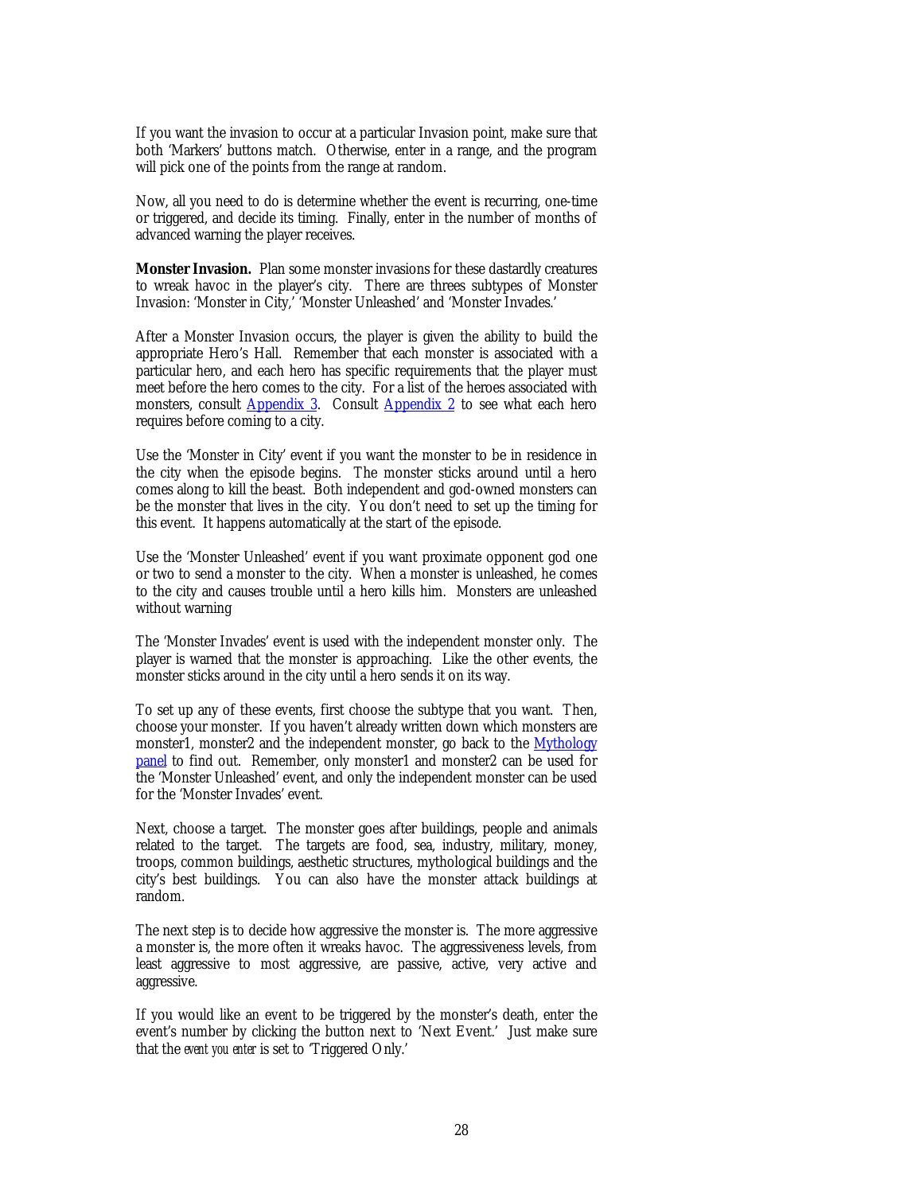If you want the invasion to occur at a particular Invasion point, make sure that both 'Markers' buttons match. Otherwise, enter in a range, and the program will pick one of the points from the range at random.

Now, all you need to do is determine whether the event is recurring, one-time or triggered, and decide its timing. Finally, enter in the number of months of advanced warning the player receives.

**Monster Invasion.** Plan some monster invasions for these dastardly creatures to wreak havoc in the player's city. There are threes subtypes of Monster Invasion: 'Monster in City,' 'Monster Unleashed' and 'Monster Invades.'

After a Monster Invasion occurs, the player is given the ability to build the appropriate Hero's Hall. Remember that each monster is associated with a particular hero, and each hero has specific requirements that the player must meet before the hero comes to the city. For a list of the heroes associated with monsters, consult Appendix 3. Consult Appendix 2 to see what each hero requires before coming to a city.

Use the 'Monster in City' event if you want the monster to be in residence in the city when the episode begins. The monster sticks around until a hero comes along to kill the beast. Both independent and god-owned monsters can be the monster that lives in the city. You don't need to set up the timing for this event. It happens automatically at the start of the episode.

Use the 'Monster Unleashed' event if you want proximate opponent god one or two to send a monster to the city. When a monster is unleashed, he comes to the city and causes trouble until a hero kills him. Monsters are unleashed without warning

The 'Monster Invades' event is used with the independent monster only. The player is warned that the monster is approaching. Like the other events, the monster sticks around in the city until a hero sends it on its way.

To set up any of these events, first choose the subtype that you want. Then, choose your monster. If you haven't already written down which monsters are monster1, monster2 and the independent monster, go back to the Mythology panel to find out. Remember, only monster1 and monster2 can be used for the 'Monster Unleashed' event, and only the independent monster can be used for the 'Monster Invades' event.

Next, choose a target. The monster goes after buildings, people and animals related to the target. The targets are food, sea, industry, military, money, troops, common buildings, aesthetic structures, mythological buildings and the city's best buildings. You can also have the monster attack buildings at random.

The next step is to decide how aggressive the monster is. The more aggressive a monster is, the more often it wreaks havoc. The aggressiveness levels, from least aggressive to most aggressive, are passive, active, very active and aggressive.

If you would like an event to be triggered by the monster's death, enter the event's number by clicking the button next to 'Next Event.' Just make sure that the *event you enter* is set to 'Triggered Only.'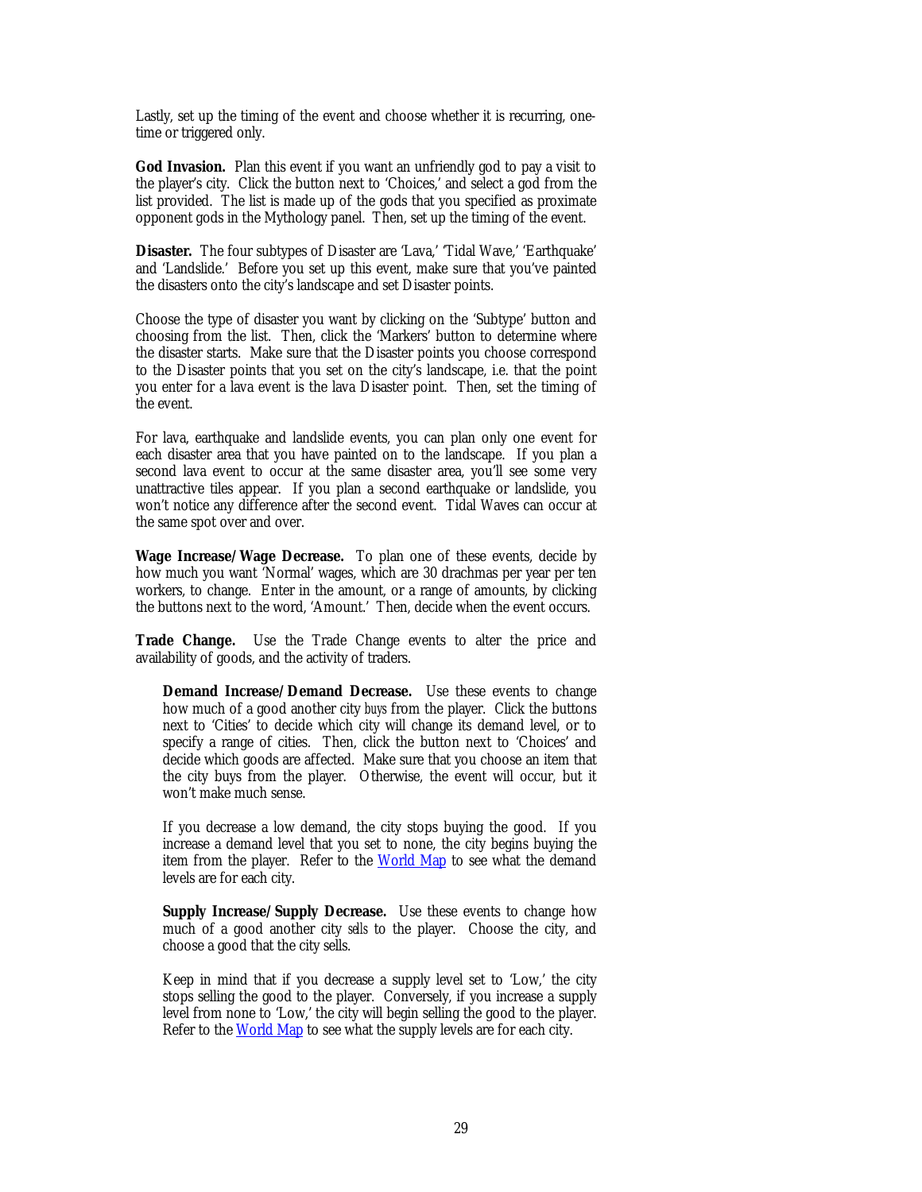Lastly, set up the timing of the event and choose whether it is recurring, one-time or triggered only.

**God Invasion.** Plan this event if you want an unfriendly god to pay a visit to the player's city. Click the button next to 'Choices,' and select a god from the list provided. The list is made up of the gods that you specified as proximate opponent gods in the Mythology panel. Then, set up the timing of the event.

**Disaster.** The four subtypes of Disaster are 'Lava,' 'Tidal Wave,' 'Earthquake' and 'Landslide.' Before you set up this event, make sure that you've painted the disasters onto the city's landscape and set Disaster points.

Choose the type of disaster you want by clicking on the 'Subtype' button and choosing from the list. Then, click the 'Markers' button to determine where the disaster starts. Make sure that the Disaster points you choose correspond to the Disaster points that you set on the city's landscape, i.e. that the point you enter for a lava event is the lava Disaster point. Then, set the timing of the event.

For lava, earthquake and landslide events, you can plan only one event for each disaster area that you have painted on to the landscape. If you plan a second lava event to occur at the same disaster area, you'll see some very unattractive tiles appear. If you plan a second earthquake or landslide, you won't notice any difference after the second event. Tidal Waves can occur at the same spot over and over.

**Wage Increase/Wage Decrease.** To plan one of these events, decide by how much you want 'Normal' wages, which are 30 drachmas per year per ten workers, to change. Enter in the amount, or a range of amounts, by clicking the buttons next to the word, 'Amount.' Then, decide when the event occurs.

**Trade Change.** Use the Trade Change events to alter the price and availability of goods, and the activity of traders.

> **Demand Increase/Demand Decrease.** Use these events to change how much of a good another city *buys* from the player. Click the buttons next to 'Cities' to decide which city will change its demand level, or to specify a range of cities. Then, click the button next to 'Choices' and decide which goods are affected. Make sure that you choose an item that the city buys from the player. Otherwise, the event will occur, but it won't make much sense.
>
> If you decrease a low demand, the city stops buying the good. If you increase a demand level that you set to none, the city begins buying the item from the player. Refer to the World Map to see what the demand levels are for each city.
>
> **Supply Increase/Supply Decrease.** Use these events to change how much of a good another city *sells* to the player. Choose the city, and choose a good that the city sells.
>
> Keep in mind that if you decrease a supply level set to 'Low,' the city stops selling the good to the player. Conversely, if you increase a supply level from none to 'Low,' the city will begin selling the good to the player. Refer to the World Map to see what the supply levels are for each city.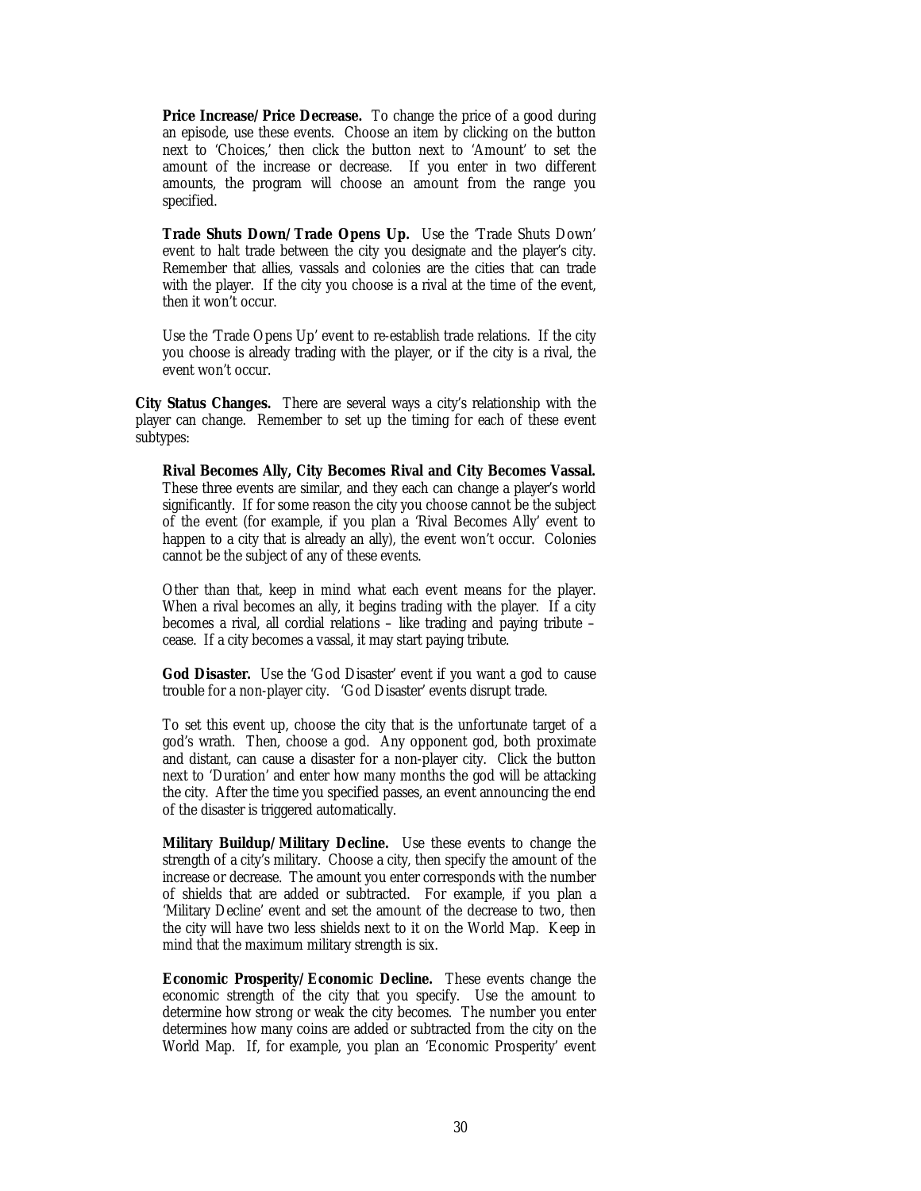**Price Increase/Price Decrease.** To change the price of a good during an episode, use these events. Choose an item by clicking on the button next to 'Choices,' then click the button next to 'Amount' to set the amount of the increase or decrease. If you enter in two different amounts, the program will choose an amount from the range you specified.

**Trade Shuts Down/Trade Opens Up.** Use the 'Trade Shuts Down' event to halt trade between the city you designate and the player's city. Remember that allies, vassals and colonies are the cities that can trade with the player. If the city you choose is a rival at the time of the event, then it won't occur.

Use the 'Trade Opens Up' event to re-establish trade relations. If the city you choose is already trading with the player, or if the city is a rival, the event won't occur.

**City Status Changes.** There are several ways a city's relationship with the player can change. Remember to set up the timing for each of these event subtypes:

**Rival Becomes Ally, City Becomes Rival and City Becomes Vassal.** These three events are similar, and they each can change a player's world significantly. If for some reason the city you choose cannot be the subject of the event (for example, if you plan a 'Rival Becomes Ally' event to happen to a city that is already an ally), the event won't occur. Colonies cannot be the subject of any of these events.

Other than that, keep in mind what each event means for the player. When a rival becomes an ally, it begins trading with the player. If a city becomes a rival, all cordial relations – like trading and paying tribute – cease. If a city becomes a vassal, it may start paying tribute.

**God Disaster.** Use the 'God Disaster' event if you want a god to cause trouble for a non-player city. 'God Disaster' events disrupt trade.

To set this event up, choose the city that is the unfortunate target of a god's wrath. Then, choose a god. Any opponent god, both proximate and distant, can cause a disaster for a non-player city. Click the button next to 'Duration' and enter how many months the god will be attacking the city. After the time you specified passes, an event announcing the end of the disaster is triggered automatically.

**Military Buildup/Military Decline.** Use these events to change the strength of a city's military. Choose a city, then specify the amount of the increase or decrease. The amount you enter corresponds with the number of shields that are added or subtracted. For example, if you plan a 'Military Decline' event and set the amount of the decrease to two, then the city will have two less shields next to it on the World Map. Keep in mind that the maximum military strength is six.

**Economic Prosperity/Economic Decline.** These events change the economic strength of the city that you specify. Use the amount to determine how strong or weak the city becomes. The number you enter determines how many coins are added or subtracted from the city on the World Map. If, for example, you plan an 'Economic Prosperity' event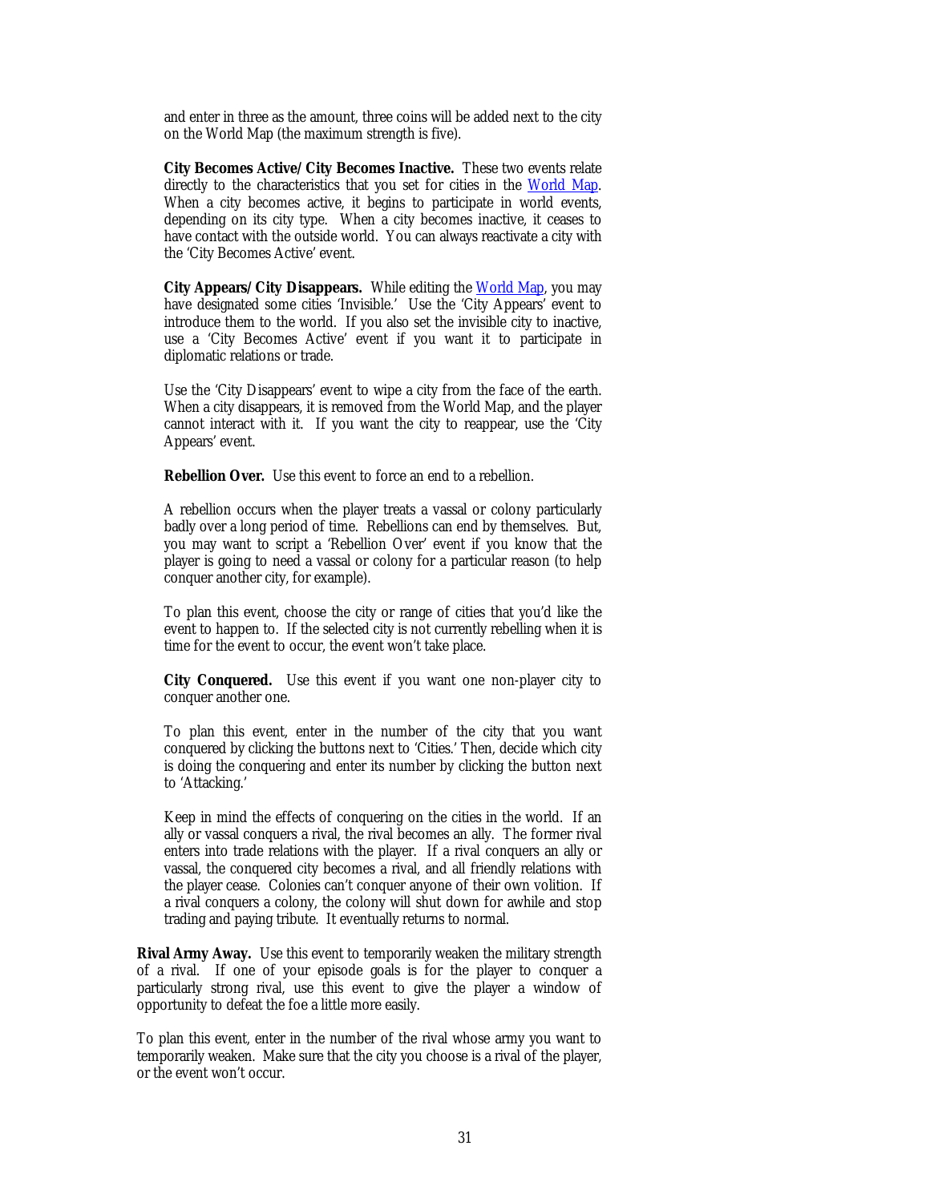and enter in three as the amount, three coins will be added next to the city on the World Map (the maximum strength is five).

**City Becomes Active/City Becomes Inactive.** These two events relate directly to the characteristics that you set for cities in the World Map. When a city becomes active, it begins to participate in world events, depending on its city type. When a city becomes inactive, it ceases to have contact with the outside world. You can always reactivate a city with the 'City Becomes Active' event.

**City Appears/City Disappears.** While editing the World Map, you may have designated some cities 'Invisible.' Use the 'City Appears' event to introduce them to the world. If you also set the invisible city to inactive, use a 'City Becomes Active' event if you want it to participate in diplomatic relations or trade.

Use the 'City Disappears' event to wipe a city from the face of the earth. When a city disappears, it is removed from the World Map, and the player cannot interact with it. If you want the city to reappear, use the 'City Appears' event.

**Rebellion Over.** Use this event to force an end to a rebellion.

A rebellion occurs when the player treats a vassal or colony particularly badly over a long period of time. Rebellions can end by themselves. But, you may want to script a 'Rebellion Over' event if you know that the player is going to need a vassal or colony for a particular reason (to help conquer another city, for example).

To plan this event, choose the city or range of cities that you'd like the event to happen to. If the selected city is not currently rebelling when it is time for the event to occur, the event won't take place.

**City Conquered.** Use this event if you want one non-player city to conquer another one.

To plan this event, enter in the number of the city that you want conquered by clicking the buttons next to 'Cities.' Then, decide which city is doing the conquering and enter its number by clicking the button next to 'Attacking.'

Keep in mind the effects of conquering on the cities in the world. If an ally or vassal conquers a rival, the rival becomes an ally. The former rival enters into trade relations with the player. If a rival conquers an ally or vassal, the conquered city becomes a rival, and all friendly relations with the player cease. Colonies can't conquer anyone of their own volition. If a rival conquers a colony, the colony will shut down for awhile and stop trading and paying tribute. It eventually returns to normal.

**Rival Army Away.** Use this event to temporarily weaken the military strength of a rival. If one of your episode goals is for the player to conquer a particularly strong rival, use this event to give the player a window of opportunity to defeat the foe a little more easily.

To plan this event, enter in the number of the rival whose army you want to temporarily weaken. Make sure that the city you choose is a rival of the player, or the event won't occur.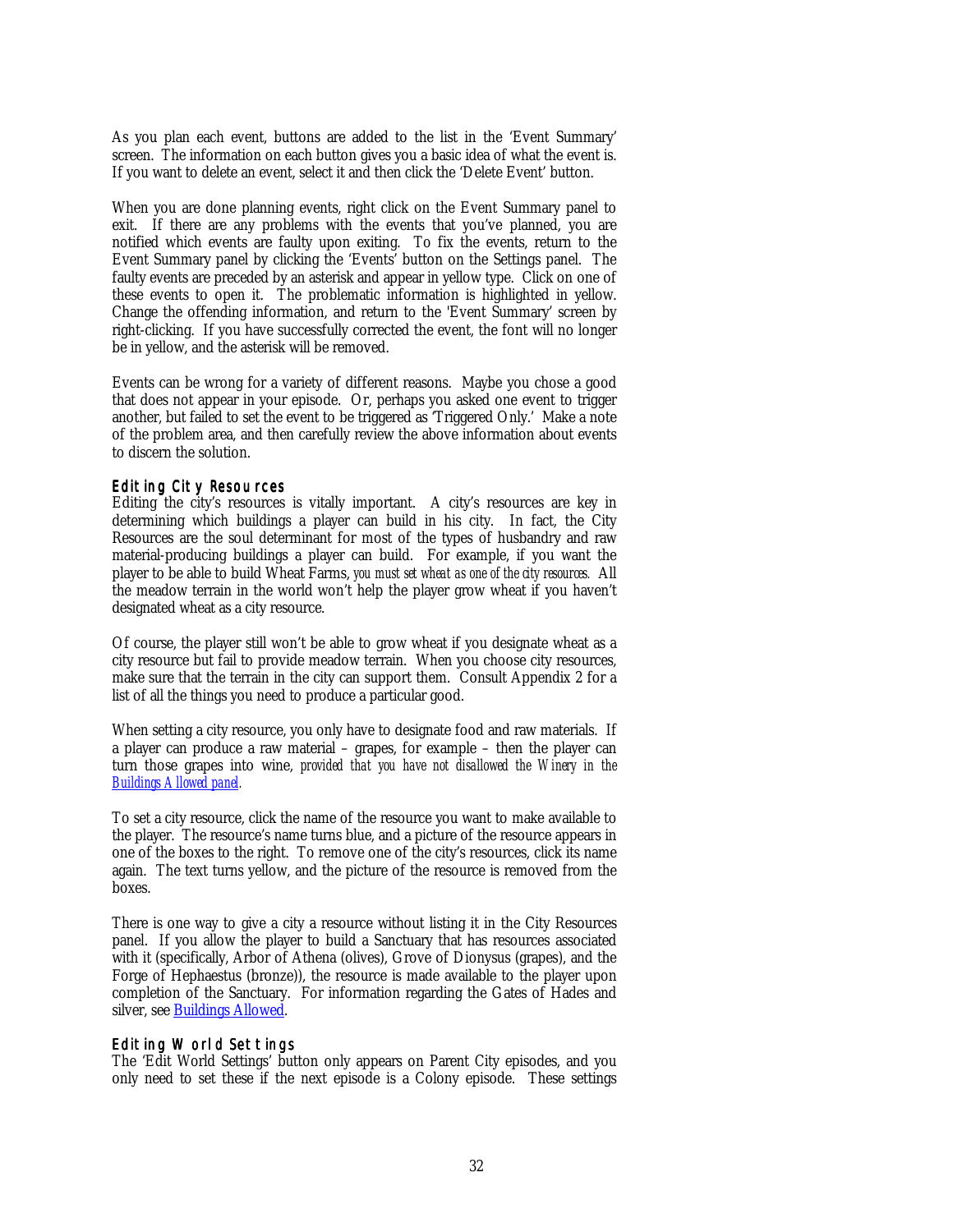As you plan each event, buttons are added to the list in the 'Event Summary' screen. The information on each button gives you a basic idea of what the event is. If you want to delete an event, select it and then click the 'Delete Event' button.

When you are done planning events, right click on the Event Summary panel to exit. If there are any problems with the events that you've planned, you are notified which events are faulty upon exiting. To fix the events, return to the Event Summary panel by clicking the 'Events' button on the Settings panel. The faulty events are preceded by an asterisk and appear in yellow type. Click on one of these events to open it. The problematic information is highlighted in yellow. Change the offending information, and return to the 'Event Summary' screen by right-clicking. If you have successfully corrected the event, the font will no longer be in yellow, and the asterisk will be removed.

Events can be wrong for a variety of different reasons. Maybe you chose a good that does not appear in your episode. Or, perhaps you asked one event to trigger another, but failed to set the event to be triggered as 'Triggered Only.' Make a note of the problem area, and then carefully review the above information about events to discern the solution.

### Editing City Resources

Editing the city's resources is vitally important. A city's resources are key in determining which buildings a player can build in his city. In fact, the City Resources are the soul determinant for most of the types of husbandry and raw material-producing buildings a player can build. For example, if you want the player to be able to build Wheat Farms, *you must set wheat as one of the city resources.* All the meadow terrain in the world won't help the player grow wheat if you haven't designated wheat as a city resource.

Of course, the player still won't be able to grow wheat if you designate wheat as a city resource but fail to provide meadow terrain. When you choose city resources, make sure that the terrain in the city can support them. Consult Appendix 2 for a list of all the things you need to produce a particular good.

When setting a city resource, you only have to designate food and raw materials. If a player can produce a raw material – grapes, for example – then the player can turn those grapes into wine, *provided that you have not disallowed the Winery in the Buildings Allowed panel.*

To set a city resource, click the name of the resource you want to make available to the player. The resource's name turns blue, and a picture of the resource appears in one of the boxes to the right. To remove one of the city's resources, click its name again. The text turns yellow, and the picture of the resource is removed from the boxes.

There is one way to give a city a resource without listing it in the City Resources panel. If you allow the player to build a Sanctuary that has resources associated with it (specifically, Arbor of Athena (olives), Grove of Dionysus (grapes), and the Forge of Hephaestus (bronze)), the resource is made available to the player upon completion of the Sanctuary. For information regarding the Gates of Hades and silver, see Buildings Allowed.

### Editing World Settings

The 'Edit World Settings' button only appears on Parent City episodes, and you only need to set these if the next episode is a Colony episode. These settings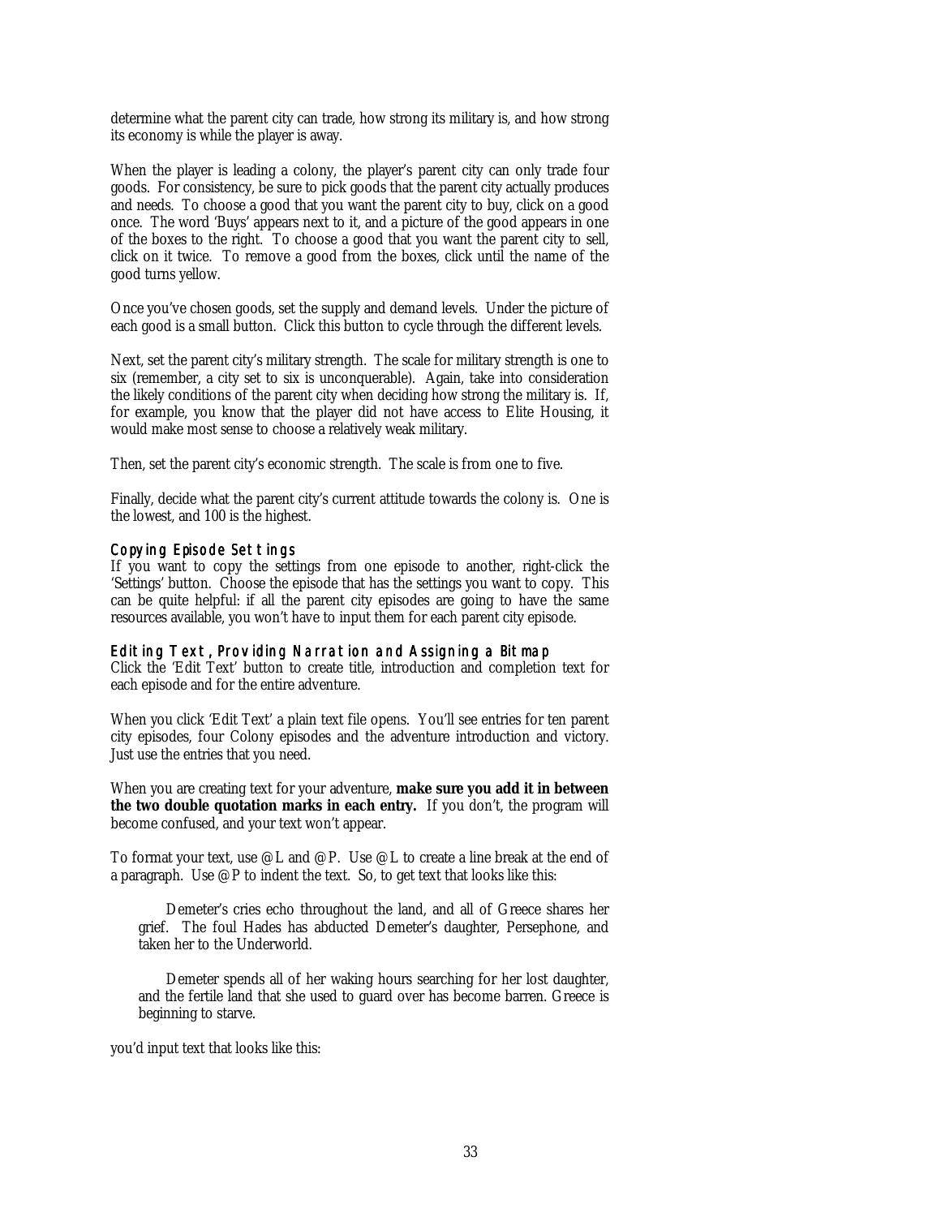determine what the parent city can trade, how strong its military is, and how strong its economy is while the player is away.

When the player is leading a colony, the player's parent city can only trade four goods. For consistency, be sure to pick goods that the parent city actually produces and needs. To choose a good that you want the parent city to buy, click on a good once. The word 'Buys' appears next to it, and a picture of the good appears in one of the boxes to the right. To choose a good that you want the parent city to sell, click on it twice. To remove a good from the boxes, click until the name of the good turns yellow.

Once you've chosen goods, set the supply and demand levels. Under the picture of each good is a small button. Click this button to cycle through the different levels.

Next, set the parent city's military strength. The scale for military strength is one to six (remember, a city set to six is unconquerable). Again, take into consideration the likely conditions of the parent city when deciding how strong the military is. If, for example, you know that the player did not have access to Elite Housing, it would make most sense to choose a relatively weak military.

Then, set the parent city's economic strength. The scale is from one to five.

Finally, decide what the parent city's current attitude towards the colony is. One is the lowest, and 100 is the highest.

### Copying Episode Settings

If you want to copy the settings from one episode to another, right-click the 'Settings' button. Choose the episode that has the settings you want to copy. This can be quite helpful: if all the parent city episodes are going to have the same resources available, you won't have to input them for each parent city episode.

### Editing Text, Providing Narration and Assigning a Bitmap

Click the 'Edit Text' button to create title, introduction and completion text for each episode and for the entire adventure.

When you click 'Edit Text' a plain text file opens. You'll see entries for ten parent city episodes, four Colony episodes and the adventure introduction and victory. Just use the entries that you need.

When you are creating text for your adventure, **make sure you add it in between the two double quotation marks in each entry.** If you don't, the program will become confused, and your text won't appear.

To format your text, use @L and @P. Use @L to create a line break at the end of a paragraph. Use @P to indent the text. So, to get text that looks like this:

> Demeter's cries echo throughout the land, and all of Greece shares her grief. The foul Hades has abducted Demeter's daughter, Persephone, and taken her to the Underworld.
>
> Demeter spends all of her waking hours searching for her lost daughter, and the fertile land that she used to guard over has become barren. Greece is beginning to starve.

you'd input text that looks like this: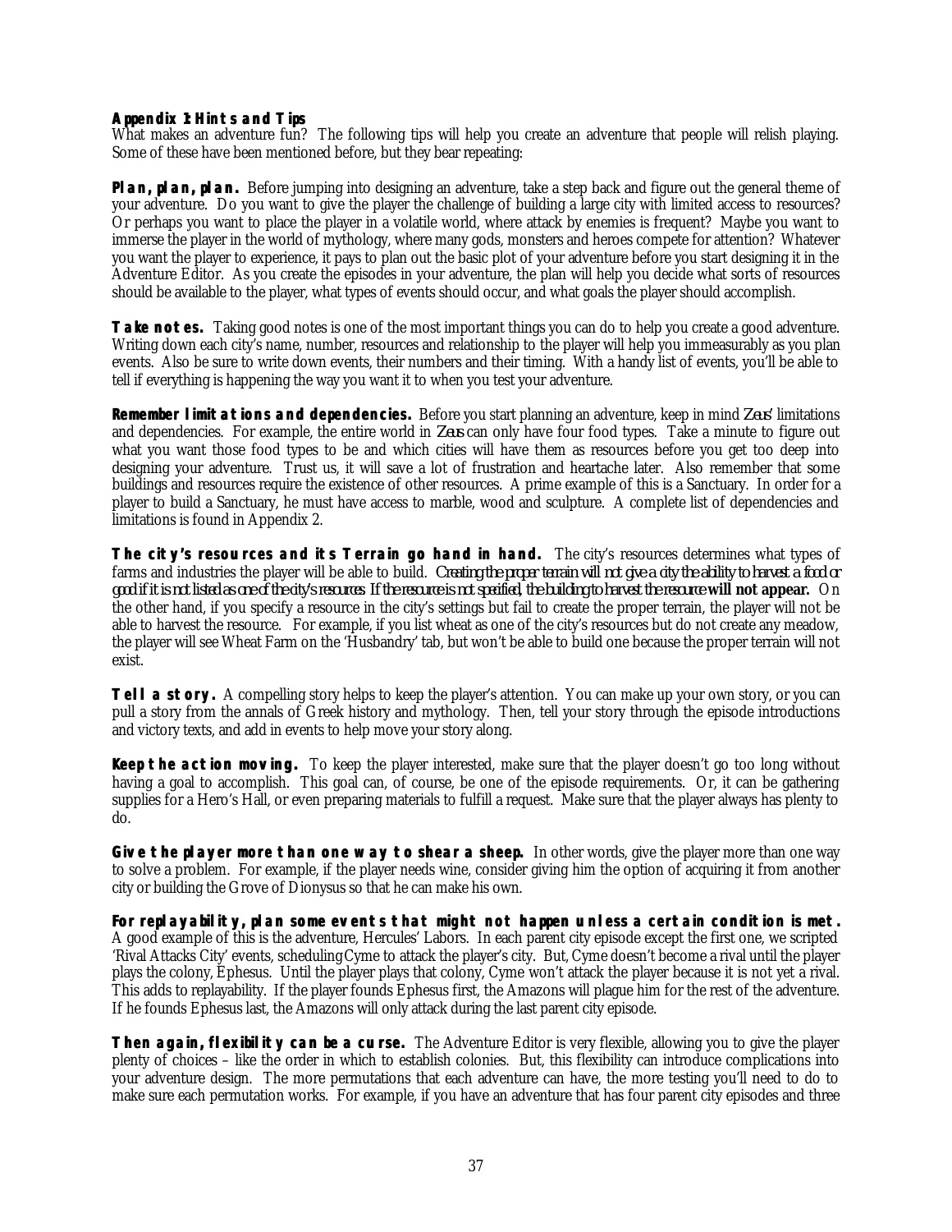### Appendix 1: Hints and Tips

What makes an adventure fun? The following tips will help you create an adventure that people will relish playing. Some of these have been mentioned before, but they bear repeating:

**Plan, plan, plan.** Before jumping into designing an adventure, take a step back and figure out the general theme of your adventure. Do you want to give the player the challenge of building a large city with limited access to resources? Or perhaps you want to place the player in a volatile world, where attack by enemies is frequent? Maybe you want to immerse the player in the world of mythology, where many gods, monsters and heroes compete for attention? Whatever you want the player to experience, it pays to plan out the basic plot of your adventure before you start designing it in the Adventure Editor. As you create the episodes in your adventure, the plan will help you decide what sorts of resources should be available to the player, what types of events should occur, and what goals the player should accomplish.

**Take notes.** Taking good notes is one of the most important things you can do to help you create a good adventure. Writing down each city's name, number, resources and relationship to the player will help you immeasurably as you plan events. Also be sure to write down events, their numbers and their timing. With a handy list of events, you'll be able to tell if everything is happening the way you want it to when you test your adventure.

**Remember limitations and dependencies.** Before you start planning an adventure, keep in mind *Zeus*' limitations and dependencies. For example, the entire world in *Zeus* can only have four food types. Take a minute to figure out what you want those food types to be and which cities will have them as resources before you get too deep into designing your adventure. Trust us, it will save a lot of frustration and heartache later. Also remember that some buildings and resources require the existence of other resources. A prime example of this is a Sanctuary. In order for a player to build a Sanctuary, he must have access to marble, wood and sculpture. A complete list of dependencies and limitations is found in Appendix 2.

**The city's resources and its Terrain go hand in hand.** The city's resources determines what types of farms and industries the player will be able to build. *Creating the proper terrain will not give a city the ability to harvest a food or good if it is not listed as one of the city's resources. If the resource is not specified, the building to harvest the resource* ***will not appear.*** On the other hand, if you specify a resource in the city's settings but fail to create the proper terrain, the player will not be able to harvest the resource. For example, if you list wheat as one of the city's resources but do not create any meadow, the player will see Wheat Farm on the 'Husbandry' tab, but won't be able to build one because the proper terrain will not exist.

**Tell a story.** A compelling story helps to keep the player's attention. You can make up your own story, or you can pull a story from the annals of Greek history and mythology. Then, tell your story through the episode introductions and victory texts, and add in events to help move your story along.

**Keep the action moving.** To keep the player interested, make sure that the player doesn't go too long without having a goal to accomplish. This goal can, of course, be one of the episode requirements. Or, it can be gathering supplies for a Hero's Hall, or even preparing materials to fulfill a request. Make sure that the player always has plenty to do.

**Give the player more than one way to shear a sheep.** In other words, give the player more than one way to solve a problem. For example, if the player needs wine, consider giving him the option of acquiring it from another city or building the Grove of Dionysus so that he can make his own.

**For replayability, plan some events that might not happen unless a certain condition is met.** A good example of this is the adventure, Hercules' Labors. In each parent city episode except the first one, we scripted 'Rival Attacks City' events, scheduling Cyme to attack the player's city. But, Cyme doesn't become a rival until the player plays the colony, Ephesus. Until the player plays that colony, Cyme won't attack the player because it is not yet a rival. This adds to replayability. If the player founds Ephesus first, the Amazons will plague him for the rest of the adventure. If he founds Ephesus last, the Amazons will only attack during the last parent city episode.

**Then again, flexibility can be a curse.** The Adventure Editor is very flexible, allowing you to give the player plenty of choices – like the order in which to establish colonies. But, this flexibility can introduce complications into your adventure design. The more permutations that each adventure can have, the more testing you'll need to do to make sure each permutation works. For example, if you have an adventure that has four parent city episodes and three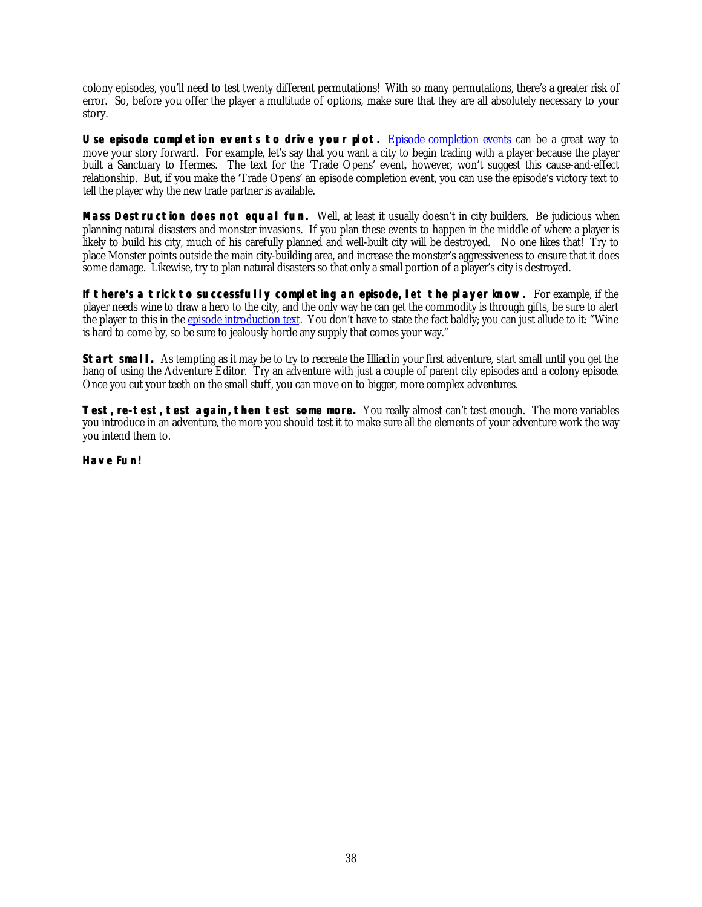colony episodes, you'll need to test twenty different permutations! With so many permutations, there's a greater risk of error. So, before you offer the player a multitude of options, make sure that they are all absolutely necessary to your story.

**Use episode completion events to drive your plot.** Episode completion events can be a great way to move your story forward. For example, let's say that you want a city to begin trading with a player because the player built a Sanctuary to Hermes. The text for the 'Trade Opens' event, however, won't suggest this cause-and-effect relationship. But, if you make the 'Trade Opens' an episode completion event, you can use the episode's victory text to tell the player why the new trade partner is available.

**Mass Destruction does not equal fun.** Well, at least it usually doesn't in city builders. Be judicious when planning natural disasters and monster invasions. If you plan these events to happen in the middle of where a player is likely to build his city, much of his carefully planned and well-built city will be destroyed. No one likes that! Try to place Monster points outside the main city-building area, and increase the monster's aggressiveness to ensure that it does some damage. Likewise, try to plan natural disasters so that only a small portion of a player's city is destroyed.

**If there's a trick to successfully completing an episode, let the player know.** For example, if the player needs wine to draw a hero to the city, and the only way he can get the commodity is through gifts, be sure to alert the player to this in the episode introduction text. You don't have to state the fact baldly; you can just allude to it: "Wine is hard to come by, so be sure to jealously horde any supply that comes your way."

**Start small.** As tempting as it may be to try to recreate the *Illiad* in your first adventure, start small until you get the hang of using the Adventure Editor. Try an adventure with just a couple of parent city episodes and a colony episode. Once you cut your teeth on the small stuff, you can move on to bigger, more complex adventures.

**Test, re-test, test again, then test some more.** You really almost can't test enough. The more variables you introduce in an adventure, the more you should test it to make sure all the elements of your adventure work the way you intend them to.

**Have Fun!**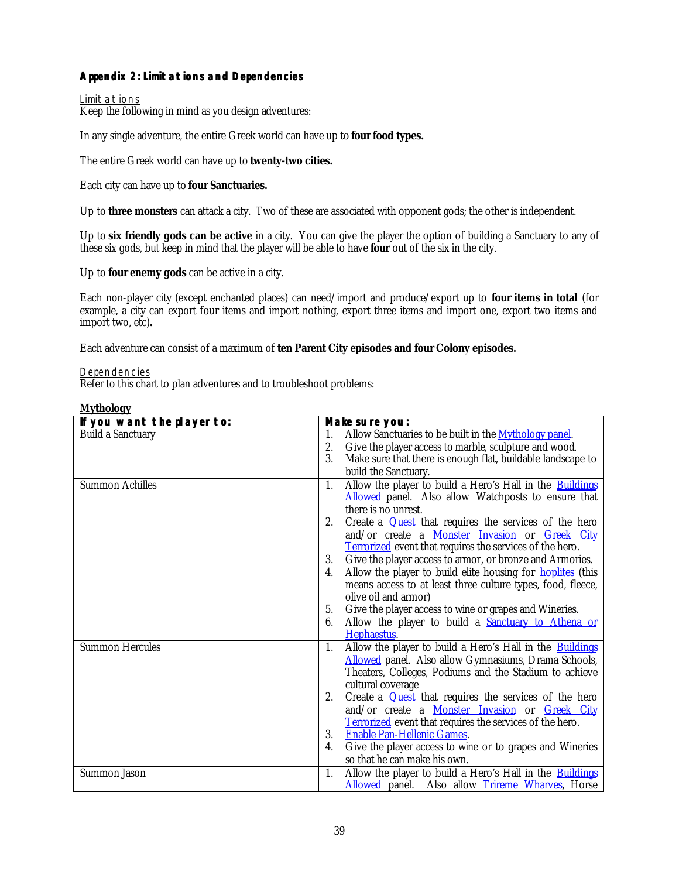### Appendix 2: Limitations and Dependencies

Limitations

Keep the following in mind as you design adventures:

In any single adventure, the entire Greek world can have up to **four food types.**

The entire Greek world can have up to **twenty-two cities.**

Each city can have up to **four Sanctuaries.**

Up to **three monsters** can attack a city. Two of these are associated with opponent gods; the other is independent.

Up to **six friendly gods can be active** in a city. You can give the player the option of building a Sanctuary to any of these six gods, but keep in mind that the player will be able to have **four** out of the six in the city.

Up to **four enemy gods** can be active in a city.

Each non-player city (except enchanted places) can need/import and produce/export up to **four items in total** (for example, a city can export four items and import nothing, export three items and import one, export two items and import two, etc)**.**

Each adventure can consist of a maximum of **ten Parent City episodes and four Colony episodes.**

Dependencies

Refer to this chart to plan adventures and to troubleshoot problems:

**Mythology**

| If you want the player to: | Make sure you: |
|---|---|
| Build a Sanctuary | 1. Allow Sanctuaries to be built in the Mythology panel.<br>2. Give the player access to marble, sculpture and wood.<br>3. Make sure that there is enough flat, buildable landscape to build the Sanctuary. |
| Summon Achilles | 1. Allow the player to build a Hero's Hall in the Buildings Allowed panel. Also allow Watchposts to ensure that there is no unrest.<br>2. Create a Quest that requires the services of the hero and/or create a Monster Invasion or Greek City Terrorized event that requires the services of the hero.<br>3. Give the player access to armor, or bronze and Armories.<br>4. Allow the player to build elite housing for hoplites (this means access to at least three culture types, food, fleece, olive oil and armor)<br>5. Give the player access to wine or grapes and Wineries.<br>6. Allow the player to build a Sanctuary to Athena or Hephaestus. |
| Summon Hercules | 1. Allow the player to build a Hero's Hall in the Buildings Allowed panel. Also allow Gymnasiums, Drama Schools, Theaters, Colleges, Podiums and the Stadium to achieve cultural coverage<br>2. Create a Quest that requires the services of the hero and/or create a Monster Invasion or Greek City Terrorized event that requires the services of the hero.<br>3. Enable Pan-Hellenic Games.<br>4. Give the player access to wine or to grapes and Wineries so that he can make his own. |
| Summon Jason | 1. Allow the player to build a Hero's Hall in the Buildings Allowed panel. Also allow Trireme Wharves, Horse |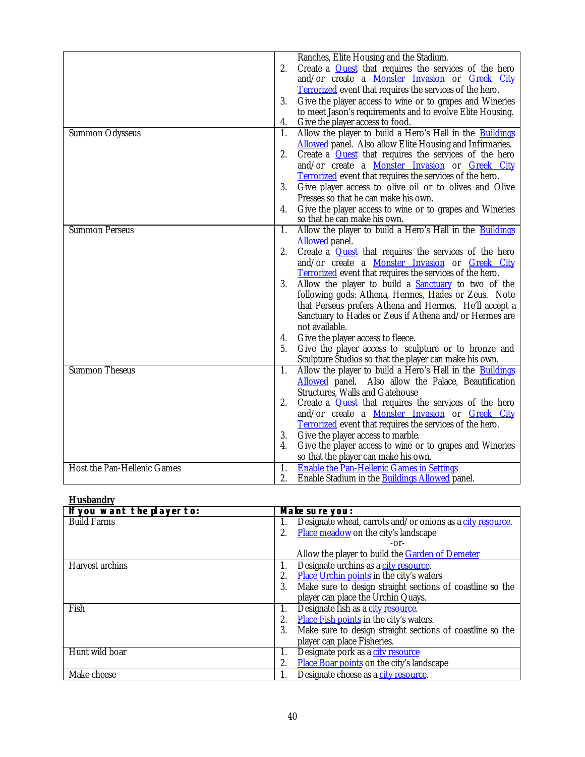| | |
|---|---|
| | Ranches, Elite Housing and the Stadium.<br>2. Create a Quest that requires the services of the hero and/or create a Monster Invasion or Greek City Terrorized event that requires the services of the hero.<br>3. Give the player access to wine or to grapes and Wineries to meet Jason's requirements and to evolve Elite Housing.<br>4. Give the player access to food. |
| Summon Odysseus | 1. Allow the player to build a Hero's Hall in the Buildings Allowed panel. Also allow Elite Housing and Infirmaries.<br>2. Create a Quest that requires the services of the hero and/or create a Monster Invasion or Greek City Terrorized event that requires the services of the hero.<br>3. Give player access to olive oil or to olives and Olive Presses so that he can make his own.<br>4. Give the player access to wine or to grapes and Wineries so that he can make his own. |
| Summon Perseus | 1. Allow the player to build a Hero's Hall in the Buildings Allowed panel.<br>2. Create a Quest that requires the services of the hero and/or create a Monster Invasion or Greek City Terrorized event that requires the services of the hero.<br>3. Allow the player to build a Sanctuary to two of the following gods: Athena, Hermes, Hades or Zeus. Note that Perseus prefers Athena and Hermes. He'll accept a Sanctuary to Hades or Zeus if Athena and/or Hermes are not available.<br>4. Give the player access to fleece.<br>5. Give the player access to sculpture or to bronze and Sculpture Studios so that the player can make his own. |
| Summon Theseus | 1. Allow the player to build a Hero's Hall in the Buildings Allowed panel. Also allow the Palace, Beautification Structures, Walls and Gatehouse<br>2. Create a Quest that requires the services of the hero and/or create a Monster Invasion or Greek City Terrorized event that requires the services of the hero.<br>3. Give the player access to marble.<br>4. Give the player access to wine or to grapes and Wineries so that the player can make his own. |
| Host the Pan-Hellenic Games | 1. Enable the Pan-Hellenic Games in Settings<br>2. Enable Stadium in the Buildings Allowed panel. |

**Husbandry**

| If you want the player to: | Make sure you: |
|---|---|
| Build Farms | 1. Designate wheat, carrots and/or onions as a city resource.<br>2. Place meadow on the city's landscape<br>-or-<br>Allow the player to build the Garden of Demeter |
| Harvest urchins | 1. Designate urchins as a city resource.<br>2. Place Urchin points in the city's waters<br>3. Make sure to design straight sections of coastline so the player can place the Urchin Quays. |
| Fish | 1. Designate fish as a city resource.<br>2. Place Fish points in the city's waters.<br>3. Make sure to design straight sections of coastline so the player can place Fisheries. |
| Hunt wild boar | 1. Designate pork as a city resource<br>2. Place Boar points on the city's landscape |
| Make cheese | 1. Designate cheese as a city resource. |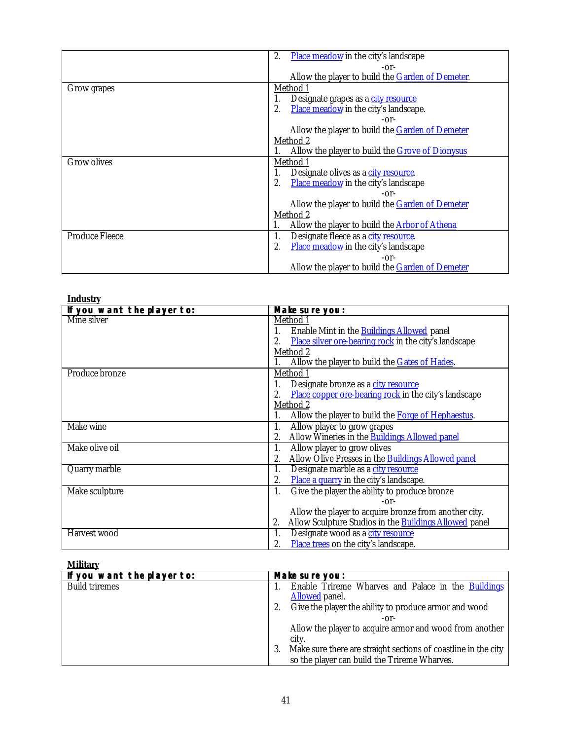| | |
|---|---|
| | 2. Place meadow in the city's landscape<br>-or-<br>Allow the player to build the Garden of Demeter. |
| Grow grapes | Method 1<br>1. Designate grapes as a city resource<br>2. Place meadow in the city's landscape.<br>-or-<br>Allow the player to build the Garden of Demeter<br>Method 2<br>1. Allow the player to build the Grove of Dionysus |
| Grow olives | Method 1<br>1. Designate olives as a city resource.<br>2. Place meadow in the city's landscape<br>-or-<br>Allow the player to build the Garden of Demeter<br>Method 2<br>1. Allow the player to build the Arbor of Athena |
| Produce Fleece | 1. Designate fleece as a city resource.<br>2. Place meadow in the city's landscape<br>-or-<br>Allow the player to build the Garden of Demeter |

**Industry**

| If you want the player to: | Make sure you: |
|---|---|
| Mine silver | Method 1<br>1. Enable Mint in the Buildings Allowed panel<br>2. Place silver ore-bearing rock in the city's landscape<br>Method 2<br>1. Allow the player to build the Gates of Hades. |
| Produce bronze | Method 1<br>1. Designate bronze as a city resource<br>2. Place copper ore-bearing rock in the city's landscape<br>Method 2<br>1. Allow the player to build the Forge of Hephaestus. |
| Make wine | 1. Allow player to grow grapes<br>2. Allow Wineries in the Buildings Allowed panel |
| Make olive oil | 1. Allow player to grow olives<br>2. Allow Olive Presses in the Buildings Allowed panel |
| Quarry marble | 1. Designate marble as a city resource<br>2. Place a quarry in the city's landscape. |
| Make sculpture | 1. Give the player the ability to produce bronze<br>-or-<br>Allow the player to acquire bronze from another city.<br>2. Allow Sculpture Studios in the Buildings Allowed panel |
| Harvest wood | 1. Designate wood as a city resource<br>2. Place trees on the city's landscape. |

**Military**

| If you want the player to: | Make sure you: |
|---|---|
| Build triremes | 1. Enable Trireme Wharves and Palace in the Buildings Allowed panel.<br>2. Give the player the ability to produce armor and wood<br>-or-<br>Allow the player to acquire armor and wood from another city.<br>3. Make sure there are straight sections of coastline in the city so the player can build the Trireme Wharves. |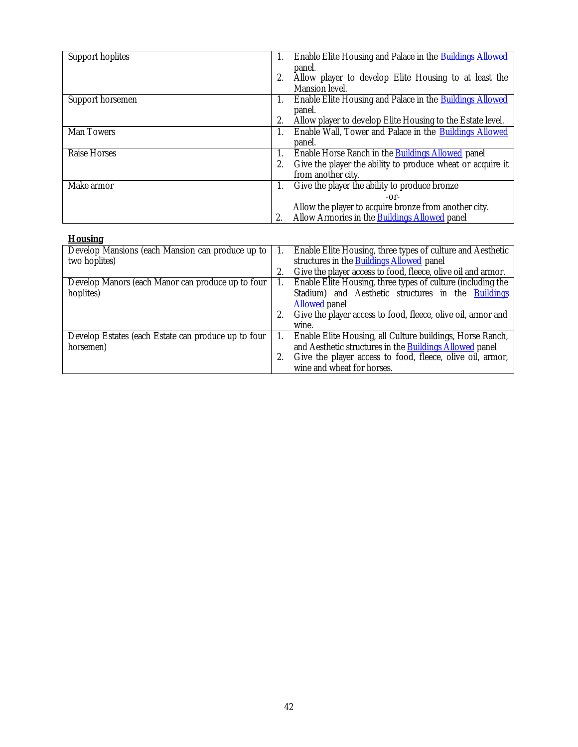| | |
|---|---|
| Support hoplites | 1. Enable Elite Housing and Palace in the Buildings Allowed panel.<br>2. Allow player to develop Elite Housing to at least the Mansion level. |
| Support horsemen | 1. Enable Elite Housing and Palace in the Buildings Allowed panel.<br>2. Allow player to develop Elite Housing to the Estate level. |
| Man Towers | 1. Enable Wall, Tower and Palace in the Buildings Allowed panel. |
| Raise Horses | 1. Enable Horse Ranch in the Buildings Allowed panel<br>2. Give the player the ability to produce wheat or acquire it from another city. |
| Make armor | 1. Give the player the ability to produce bronze<br>-or-<br>Allow the player to acquire bronze from another city.<br>2. Allow Armories in the Buildings Allowed panel |

**Housing**

| | |
|---|---|
| Develop Mansions (each Mansion can produce up to two hoplites) | 1. Enable Elite Housing, three types of culture and Aesthetic structures in the Buildings Allowed panel<br>2. Give the player access to food, fleece, olive oil and armor. |
| Develop Manors (each Manor can produce up to four hoplites) | 1. Enable Elite Housing, three types of culture (including the Stadium) and Aesthetic structures in the Buildings Allowed panel<br>2. Give the player access to food, fleece, olive oil, armor and wine. |
| Develop Estates (each Estate can produce up to four horsemen) | 1. Enable Elite Housing, all Culture buildings, Horse Ranch, and Aesthetic structures in the Buildings Allowed panel<br>2. Give the player access to food, fleece, olive oil, armor, wine and wheat for horses. |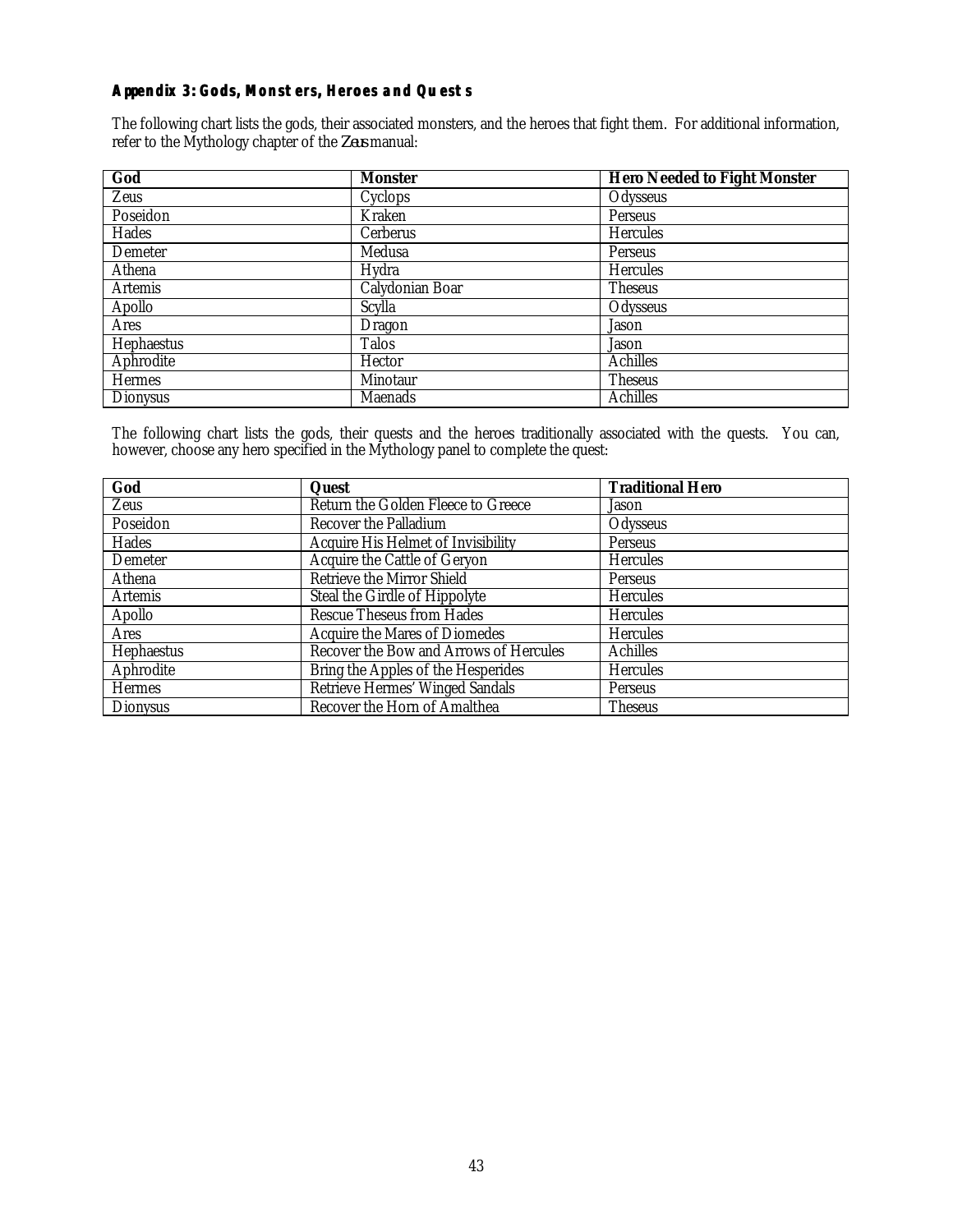### Appendix 3: Gods, Monsters, Heroes and Quests

The following chart lists the gods, their associated monsters, and the heroes that fight them. For additional information, refer to the Mythology chapter of the *Zeus* manual:

| God | Monster | Hero Needed to Fight Monster |
|---|---|---|
| Zeus | Cyclops | Odysseus |
| Poseidon | Kraken | Perseus |
| Hades | Cerberus | Hercules |
| Demeter | Medusa | Perseus |
| Athena | Hydra | Hercules |
| Artemis | Calydonian Boar | Theseus |
| Apollo | Scylla | Odysseus |
| Ares | Dragon | Jason |
| Hephaestus | Talos | Jason |
| Aphrodite | Hector | Achilles |
| Hermes | Minotaur | Theseus |
| Dionysus | Maenads | Achilles |

The following chart lists the gods, their quests and the heroes traditionally associated with the quests. You can, however, choose any hero specified in the Mythology panel to complete the quest:

| God | Quest | Traditional Hero |
|---|---|---|
| Zeus | Return the Golden Fleece to Greece | Jason |
| Poseidon | Recover the Palladium | Odysseus |
| Hades | Acquire His Helmet of Invisibility | Perseus |
| Demeter | Acquire the Cattle of Geryon | Hercules |
| Athena | Retrieve the Mirror Shield | Perseus |
| Artemis | Steal the Girdle of Hippolyte | Hercules |
| Apollo | Rescue Theseus from Hades | Hercules |
| Ares | Acquire the Mares of Diomedes | Hercules |
| Hephaestus | Recover the Bow and Arrows of Hercules | Achilles |
| Aphrodite | Bring the Apples of the Hesperides | Hercules |
| Hermes | Retrieve Hermes' Winged Sandals | Perseus |
| Dionysus | Recover the Horn of Amalthea | Theseus |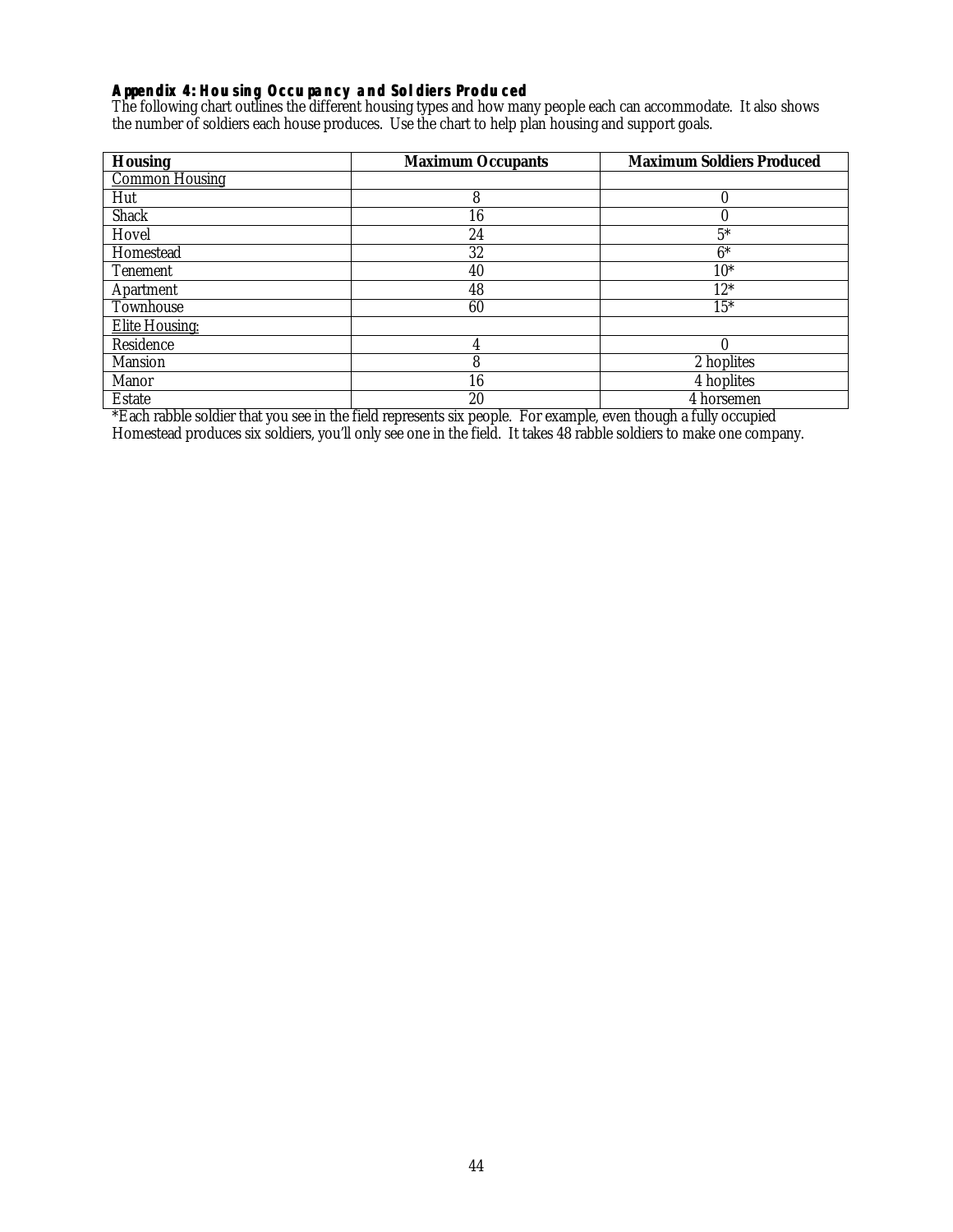**Appendix 4: Housing Occupancy and Soldiers Produced**

The following chart outlines the different housing types and how many people each can accommodate. It also shows the number of soldiers each house produces. Use the chart to help plan housing and support goals.

| Housing | Maximum Occupants | Maximum Soldiers Produced |
|---|---|---|
| Common Housing | | |
| Hut | 8 | 0 |
| Shack | 16 | 0 |
| Hovel | 24 | 5* |
| Homestead | 32 | 6* |
| Tenement | 40 | 10* |
| Apartment | 48 | 12* |
| Townhouse | 60 | 15* |
| Elite Housing: | | |
| Residence | 4 | 0 |
| Mansion | 8 | 2 hoplites |
| Manor | 16 | 4 hoplites |
| Estate | 20 | 4 horsemen |

*Each rabble soldier that you see in the field represents six people. For example, even though a fully occupied Homestead produces six soldiers, you'll only see one in the field. It takes 48 rabble soldiers to make one company.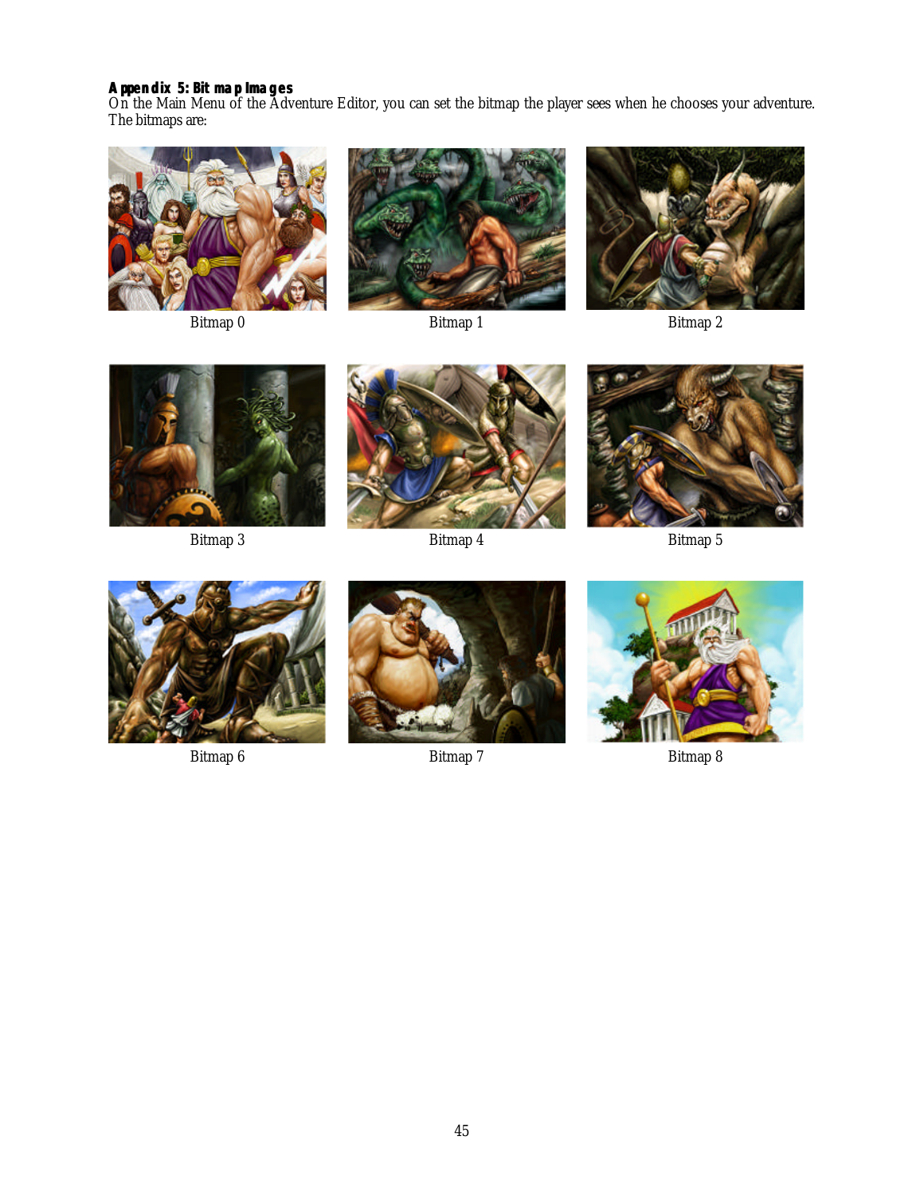## Appendix 5: Bitmap Images

On the Main Menu of the Adventure Editor, you can set the bitmap the player sees when he chooses your adventure. The bitmaps are:

Bitmap 0

Bitmap 1

Bitmap 2

Bitmap 3

Bitmap 4

Bitmap 5

Bitmap 6

Bitmap 7

Bitmap 8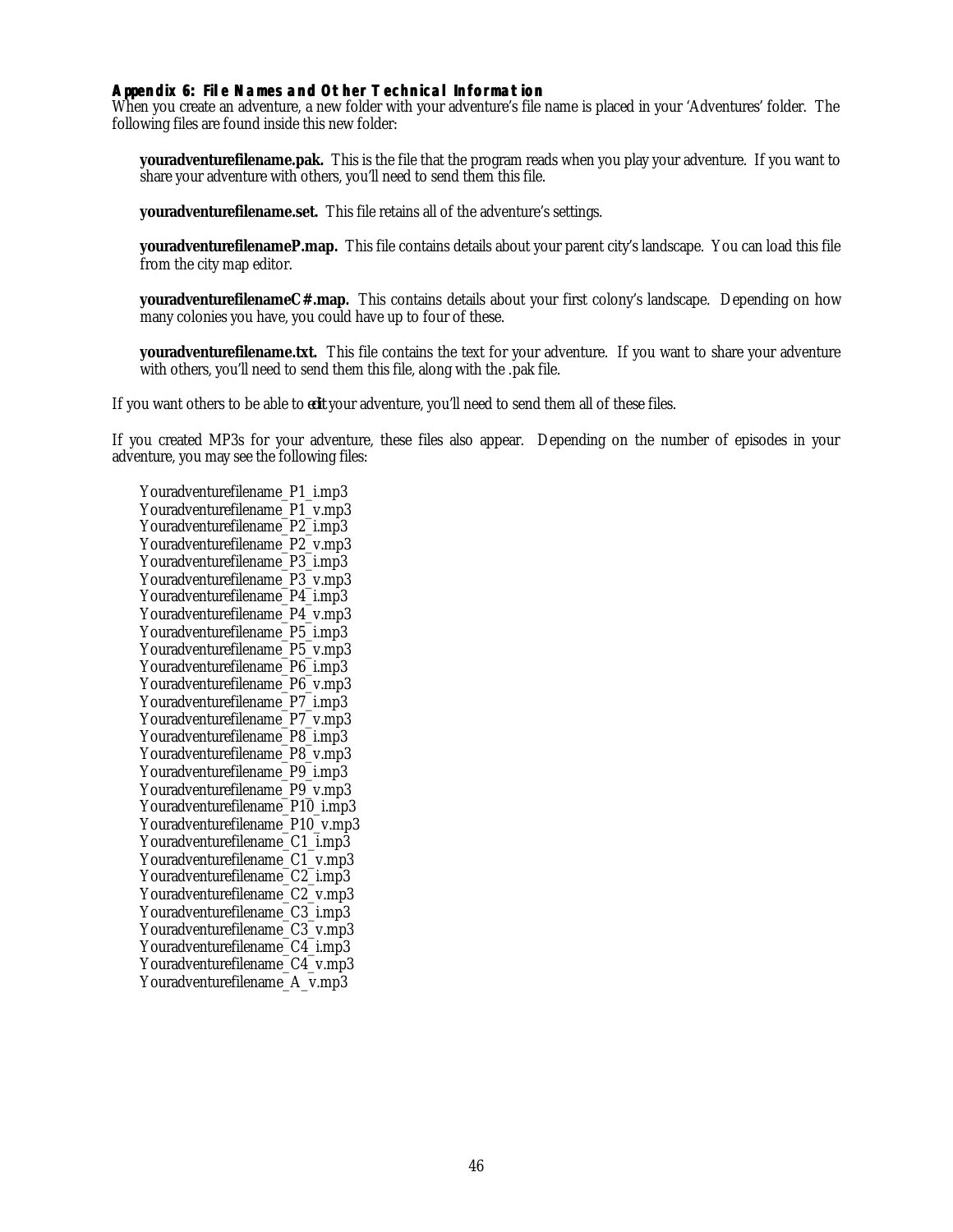### Appendix 6: File Names and Other Technical Information

When you create an adventure, a new folder with your adventure's file name is placed in your 'Adventures' folder. The following files are found inside this new folder:

**youradventurefilename.pak.** This is the file that the program reads when you play your adventure. If you want to share your adventure with others, you'll need to send them this file.

**youradventurefilename.set.** This file retains all of the adventure's settings.

**youradventurefilenameP.map.** This file contains details about your parent city's landscape. You can load this file from the city map editor.

**youradventurefilenameC#.map.** This contains details about your first colony's landscape. Depending on how many colonies you have, you could have up to four of these.

**youradventurefilename.txt.** This file contains the text for your adventure. If you want to share your adventure with others, you'll need to send them this file, along with the .pak file.

If you want others to be able to **edit** your adventure, you'll need to send them all of these files.

If you created MP3s for your adventure, these files also appear. Depending on the number of episodes in your adventure, you may see the following files:

Youradventurefilename_P1_i.mp3
Youradventurefilename_P1_v.mp3
Youradventurefilename_P2_i.mp3
Youradventurefilename_P2_v.mp3
Youradventurefilename_P3_i.mp3
Youradventurefilename_P3_v.mp3
Youradventurefilename_P4_i.mp3
Youradventurefilename_P4_v.mp3
Youradventurefilename_P5_i.mp3
Youradventurefilename_P5_v.mp3
Youradventurefilename_P6_i.mp3
Youradventurefilename_P6_v.mp3
Youradventurefilename_P7_i.mp3
Youradventurefilename_P7_v.mp3
Youradventurefilename_P8_i.mp3
Youradventurefilename_P8_v.mp3
Youradventurefilename_P9_i.mp3
Youradventurefilename_P9_v.mp3
Youradventurefilename_P10_i.mp3
Youradventurefilename_P10_v.mp3
Youradventurefilename_C1_i.mp3
Youradventurefilename_C1_v.mp3
Youradventurefilename_C2_i.mp3
Youradventurefilename_C2_v.mp3
Youradventurefilename_C3_i.mp3
Youradventurefilename_C3_v.mp3
Youradventurefilename_C4_i.mp3
Youradventurefilename_C4_v.mp3
Youradventurefilename_A_v.mp3